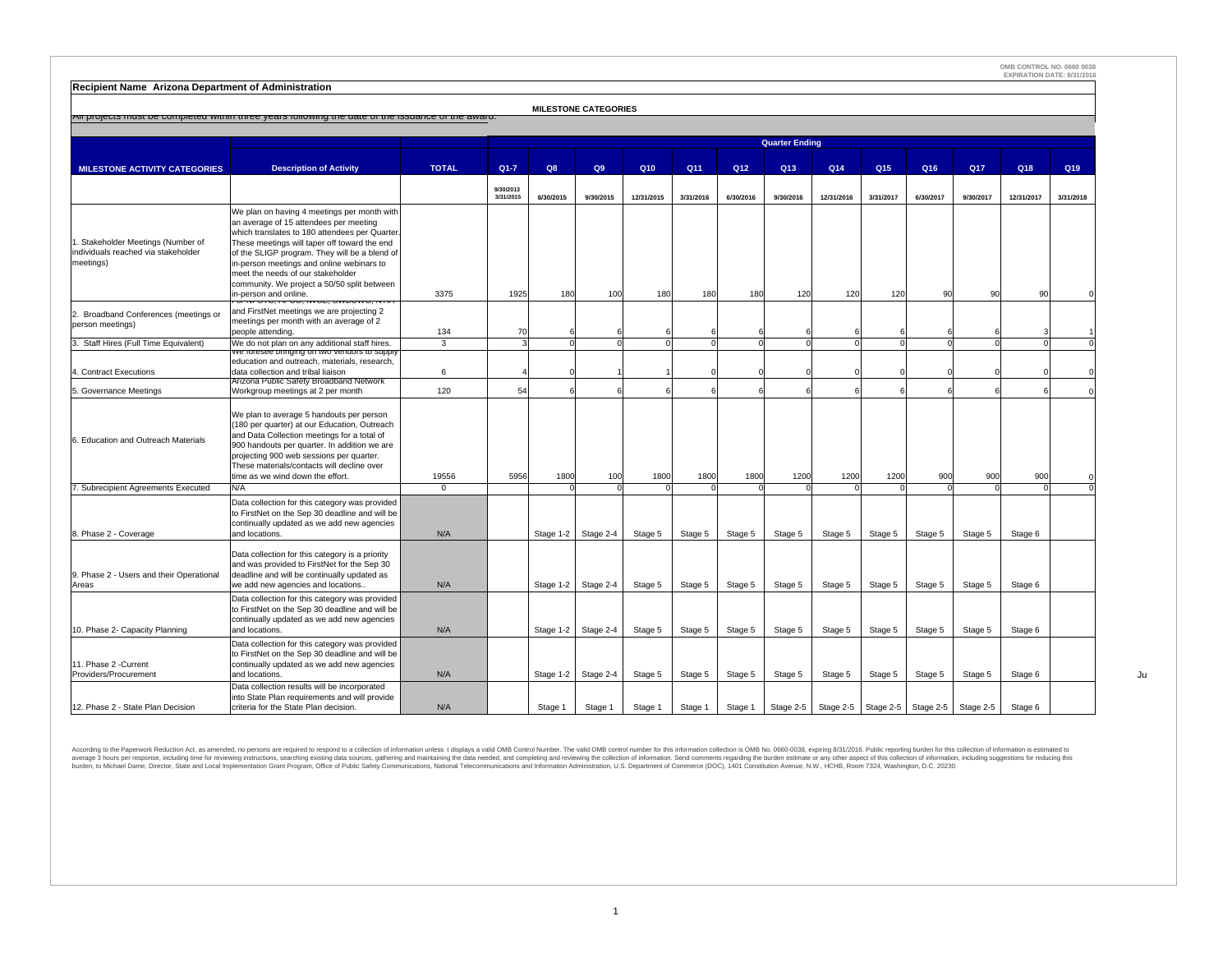OMB CONTROL NO. 0660 0038
EXPIRATION DATE: 8/31/2016

**Recipient Name Arizona Department of Administration**

**MILESTONE CATEGORIES**

All projects must be completed within three years following the date of the issuance of the award.

| MILESTONE ACTIVITY CATEGORIES | Description of Activity | TOTAL | Q1-7 | Q8 | Q9 | Q10 | Q11 | Q12 | Q13 | Q14 | Q15 | Q16 | Q17 | Q18 | Q19 |
|---|---|---|---|---|---|---|---|---|---|---|---|---|---|---|---|
| | | | 9/30/2013 3/31/2015 | 6/30/2015 | 9/30/2015 | 12/31/2015 | 3/31/2016 | 6/30/2016 | 9/30/2016 | 12/31/2016 | 3/31/2017 | 6/30/2017 | 9/30/2017 | 12/31/2017 | 3/31/2018 |
| 1. Stakeholder Meetings (Number of individuals reached via stakeholder meetings) | We plan on having 4 meetings per month with an average of 15 attendees per meeting which translates to 180 attendees per Quarter. These meetings will taper off toward the end of the SLIGP program. They will be a blend of in-person meetings and online webinars to meet the needs of our stakeholder community. We project a 50/50 split between in-person and online. | 3375 | 1925 | 180 | 100 | 180 | 180 | 180 | 120 | 120 | 120 | 90 | 90 | 90 | 0 |
| 2. Broadband Conferences (meetings or person meetings) | For NPSTC, APCO, NCSL, SWBCWG, NTIA and FirstNet meetings we are projecting 2 meetings per month with an average of 2 people attending. | 134 | 70 | 6 | 6 | 6 | 6 | 6 | 6 | 6 | 6 | 6 | 6 | 3 | 1 |
| 3. Staff Hires (Full Time Equivalent) | We do not plan on any additional staff hires. | 3 | 3 | 0 | 0 | 0 | 0 | 0 | 0 | 0 | 0 | 0 | 0 | 0 | 0 |
| 4. Contract Executions | We foresee bringing on two vendors to supply education and outreach, materials, research, data collection and tribal liaison | 6 | 4 | 0 | 1 | 1 | 0 | 0 | 0 | 0 | 0 | 0 | 0 | 0 | 0 |
| 5. Governance Meetings | Arizona Public Safety Broadband Network Workgroup meetings at 2 per month | 120 | 54 | 6 | 6 | 6 | 6 | 6 | 6 | 6 | 6 | 6 | 6 | 6 | 0 |
| 6. Education and Outreach Materials | We plan to average 5 handouts per person (180 per quarter) at our Education, Outreach and Data Collection meetings for a total of 900 handouts per quarter. In addition we are projecting 900 web sessions per quarter. These materials/contacts will decline over time as we wind down the effort. | 19556 | 5956 | 1800 | 100 | 1800 | 1800 | 1800 | 1200 | 1200 | 1200 | 900 | 900 | 900 | 0 |
| 7. Subrecipient Agreements Executed | N/A | 0 | | 0 | 0 | 0 | 0 | 0 | 0 | 0 | 0 | 0 | 0 | 0 | 0 |
| 8. Phase 2 - Coverage | Data collection for this category was provided to FirstNet on the Sep 30 deadline and will be continually updated as we add new agencies and locations. | N/A | | Stage 1-2 | Stage 2-4 | Stage 5 | Stage 5 | Stage 5 | Stage 5 | Stage 5 | Stage 5 | Stage 5 | Stage 5 | Stage 6 | |
| 9. Phase 2 - Users and their Operational Areas | Data collection for this category is a priority and was provided to FirstNet for the Sep 30 deadline and will be continually updated as we add new agencies and locations.. | N/A | | Stage 1-2 | Stage 2-4 | Stage 5 | Stage 5 | Stage 5 | Stage 5 | Stage 5 | Stage 5 | Stage 5 | Stage 5 | Stage 6 | |
| 10. Phase 2- Capacity Planning | Data collection for this category was provided to FirstNet on the Sep 30 deadline and will be continually updated as we add new agencies and locations. | N/A | | Stage 1-2 | Stage 2-4 | Stage 5 | Stage 5 | Stage 5 | Stage 5 | Stage 5 | Stage 5 | Stage 5 | Stage 5 | Stage 6 | |
| 11. Phase 2 -Current Providers/Procurement | Data collection for this category was provided to FirstNet on the Sep 30 deadline and will be continually updated as we add new agencies and locations. | N/A | | Stage 1-2 | Stage 2-4 | Stage 5 | Stage 5 | Stage 5 | Stage 5 | Stage 5 | Stage 5 | Stage 5 | Stage 5 | Stage 6 | |
| 12. Phase 2 - State Plan Decision | Data collection results will be incorporated into State Plan requirements and will provide criteria for the State Plan decision. | N/A | | Stage 1 | Stage 1 | Stage 1 | Stage 1 | Stage 1 | Stage 2-5 | Stage 2-5 | Stage 2-5 | Stage 2-5 | Stage 2-5 | Stage 6 | |

Ju

According to the Paperwork Reduction Act, as amended, no persons are required to respond to a collection of information unless t displays a valid OMB Control Number. The valid OMB control number for this information collection is OMB No. 0660-0038, expiring 8/31/2016. Public reporting burden for this collection of information is estimated to average 3 hours per response, including time for reviewing instructions, searching existing data sources, gathering and maintaining the data needed, and completing and reviewing the collection of information. Send comments regarding the burden estimate or any other aspect of this collection of information, including suggestions for reducing this burden, to Michael Dame, Director, State and Local Implementation Grant Program, Office of Public Safety Communications, National Telecommunications and Information Administration, U.S. Department of Commerce (DOC), 1401 Constitution Avenue, N.W., HCHB, Room 7324, Washington, D.C. 20230.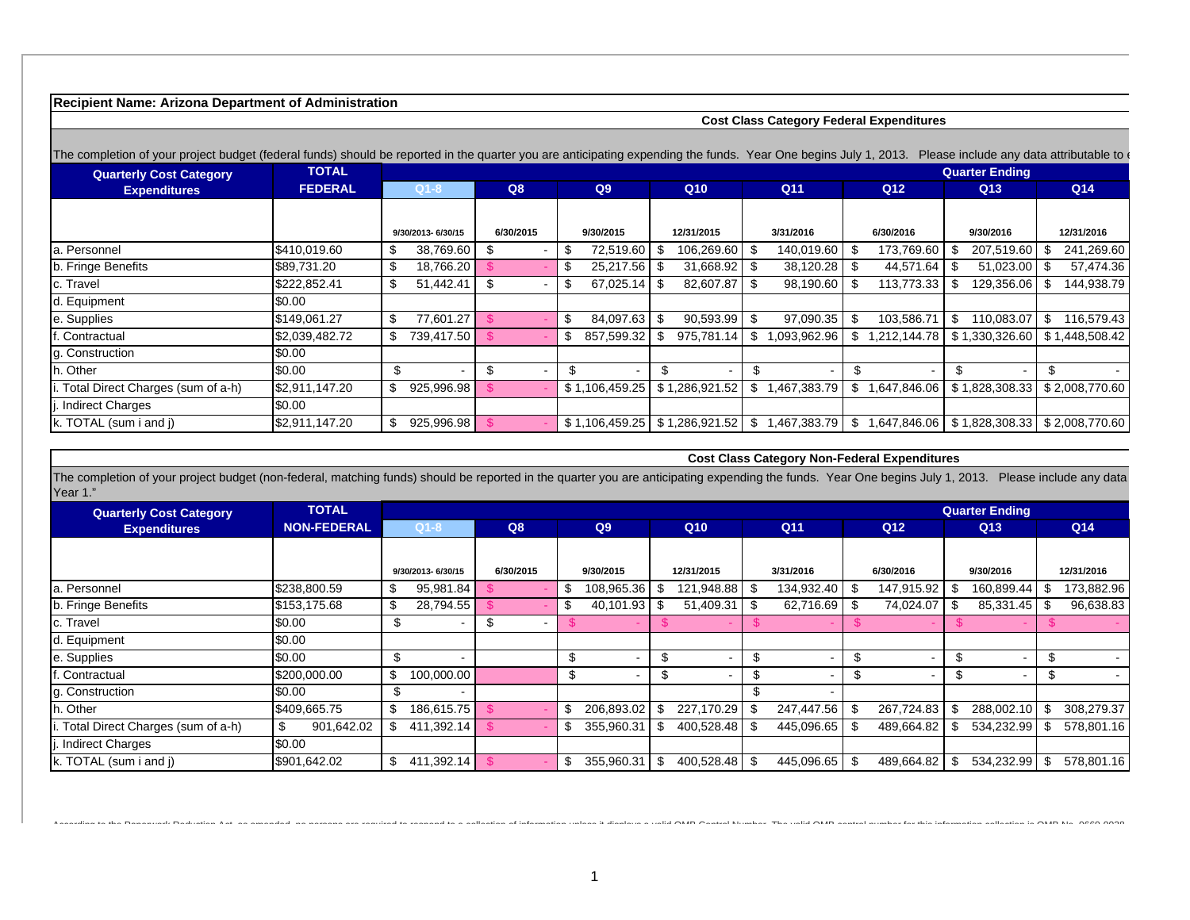**Recipient Name: Arizona Department of Administration**

**Cost Class Category Federal Expenditures**

The completion of your project budget (federal funds) should be reported in the quarter you are anticipating expending the funds. Year One begins July 1, 2013. Please include any data attributable to 

| Quarterly Cost Category Expenditures | TOTAL FEDERAL | Quarter Ending | | | | | | | |
|---|---|---|---|---|---|---|---|---|---|
| | | Q1-8 | Q8 | Q9 | Q10 | Q11 | Q12 | Q13 | Q14 |
| | | 9/30/2013- 6/30/15 | 6/30/2015 | 9/30/2015 | 12/31/2015 | 3/31/2016 | 6/30/2016 | 9/30/2016 | 12/31/2016 |
| a. Personnel | $410,019.60 | $ 38,769.60 | $ - | $ 72,519.60 | $ 106,269.60 | $ 140,019.60 | $ 173,769.60 | $ 207,519.60 | $ 241,269.60 |
| b. Fringe Benefits | $89,731.20 | $ 18,766.20 | $ | $ 25,217.56 | $ 31,668.92 | $ 38,120.28 | $ 44,571.64 | $ 51,023.00 | $ 57,474.36 |
| c. Travel | $222,852.41 | $ 51,442.41 | $ - | $ 67,025.14 | $ 82,607.87 | $ 98,190.60 | $ 113,773.33 | $ 129,356.06 | $ 144,938.79 |
| d. Equipment | $0.00 | | | | | | | | |
| e. Supplies | $149,061.27 | $ 77,601.27 | $ - | $ 84,097.63 | $ 90,593.99 | $ 97,090.35 | $ 103,586.71 | $ 110,083.07 | $ 116,579.43 |
| f. Contractual | $2,039,482.72 | $ 739,417.50 | $ - | $ 857,599.32 | $ 975,781.14 | $ 1,093,962.96 | $ 1,212,144.78 | $ 1,330,326.60 | $ 1,448,508.42 |
| g. Construction | $0.00 | | | | | | | | |
| h. Other | $0.00 | $ - | $ - | $ - | $ - | $ - | $ - | $ - | $ - |
| i. Total Direct Charges (sum of a-h) | $2,911,147.20 | $ 925,996.98 | $ - | $ 1,106,459.25 | $ 1,286,921.52 | $ 1,467,383.79 | $ 1,647,846.06 | $ 1,828,308.33 | $ 2,008,770.60 |
| j. Indirect Charges | $0.00 | | | | | | | | |
| k. TOTAL (sum i and j) | $2,911,147.20 | $ 925,996.98 | $ - | $ 1,106,459.25 | $ 1,286,921.52 | $ 1,467,383.79 | $ 1,647,846.06 | $ 1,828,308.33 | $ 2,008,770.60 |

**Cost Class Category Non-Federal Expenditures**

The completion of your project budget (non-federal, matching funds) should be reported in the quarter you are anticipating expending the funds. Year One begins July 1, 2013. Please include any data Year 1."

| Quarterly Cost Category Expenditures | TOTAL NON-FEDERAL | Quarter Ending | | | | | | | |
|---|---|---|---|---|---|---|---|---|---|
| | | Q1-8 | Q8 | Q9 | Q10 | Q11 | Q12 | Q13 | Q14 |
| | | 9/30/2013- 6/30/15 | 6/30/2015 | 9/30/2015 | 12/31/2015 | 3/31/2016 | 6/30/2016 | 9/30/2016 | 12/31/2016 |
| a. Personnel | $238,800.59 | $ 95,981.84 | $ - | $ 108,965.36 | $ 121,948.88 | $ 134,932.40 | $ 147,915.92 | $ 160,899.44 | $ 173,882.96 |
| b. Fringe Benefits | $153,175.68 | $ 28,794.55 | $ - | $ 40,101.93 | $ 51,409.31 | $ 62,716.69 | $ 74,024.07 | $ 85,331.45 | $ 96,638.83 |
| c. Travel | $0.00 | $ - | $ - | $ - | $ - | $ - | $ - | $ - | $ - |
| d. Equipment | $0.00 | | | | | | | | |
| e. Supplies | $0.00 | $ - | | $ - | $ - | $ - | $ - | $ - | $ - |
| f. Contractual | $200,000.00 | $ 100,000.00 | | $ - | $ - | $ - | $ - | $ - | $ - |
| g. Construction | $0.00 | $ - | | | | $ - | | | |
| h. Other | $409,665.75 | $ 186,615.75 | $ - | $ 206,893.02 | $ 227,170.29 | $ 247,447.56 | $ 267,724.83 | $ 288,002.10 | $ 308,279.37 |
| i. Total Direct Charges (sum of a-h) | $ 901,642.02 | $ 411,392.14 | $ - | $ 355,960.31 | $ 400,528.48 | $ 445,096.65 | $ 489,664.82 | $ 534,232.99 | $ 578,801.16 |
| j. Indirect Charges | $0.00 | | | | | | | | |
| k. TOTAL (sum i and j) | $901,642.02 | $ 411,392.14 | $ - | $ 355,960.31 | $ 400,528.48 | $ 445,096.65 | $ 489,664.82 | $ 534,232.99 | $ 578,801.16 |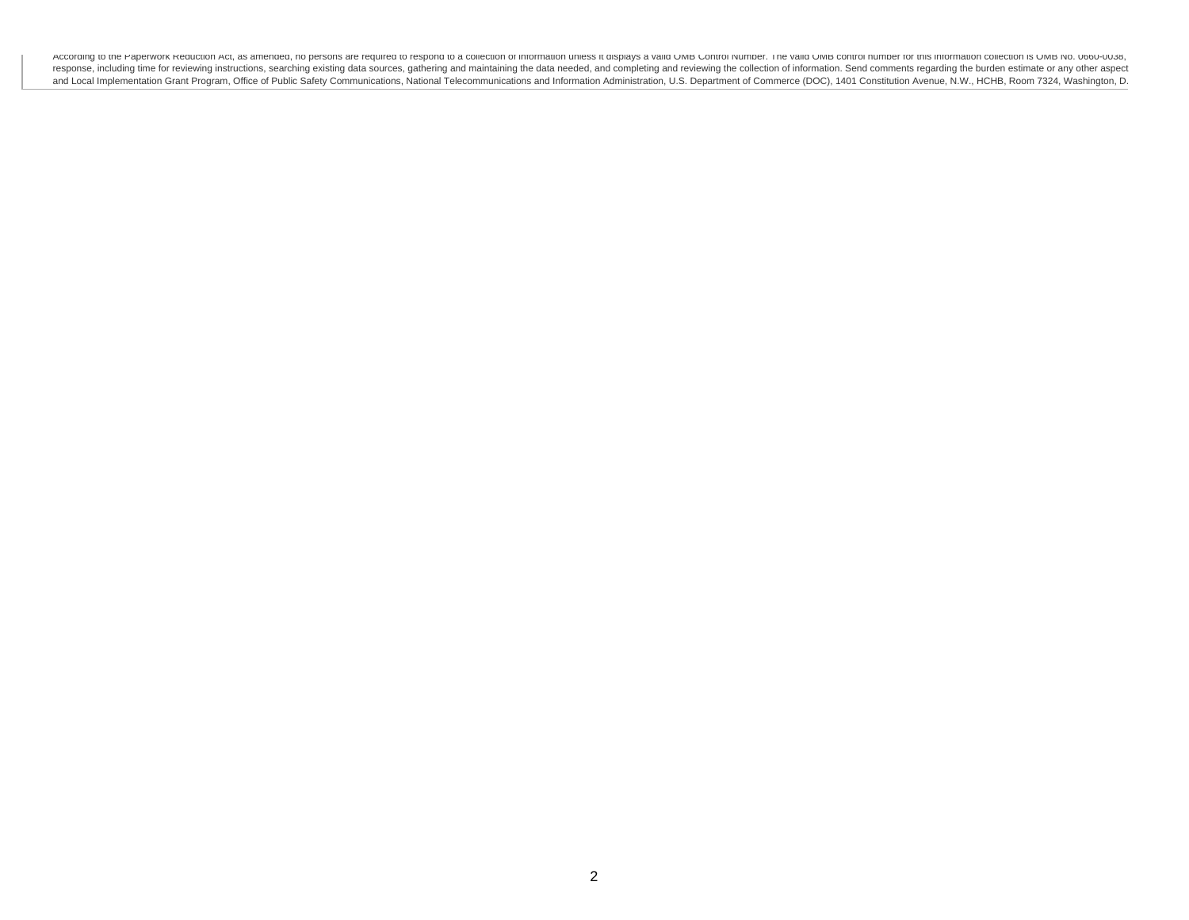According to the Paperwork Reduction Act, as amended, no persons are required to respond to a collection of information unless it displays a valid OMB Control Number. The valid OMB control number for this information collection is OMB No. 0660-0038, response, including time for reviewing instructions, searching existing data sources, gathering and maintaining the data needed, and completing and reviewing the collection of information. Send comments regarding the burden estimate or any other aspect and Local Implementation Grant Program, Office of Public Safety Communications, National Telecommunications and Information Administration, U.S. Department of Commerce (DOC), 1401 Constitution Avenue, N.W., HCHB, Room 7324, Washington, D.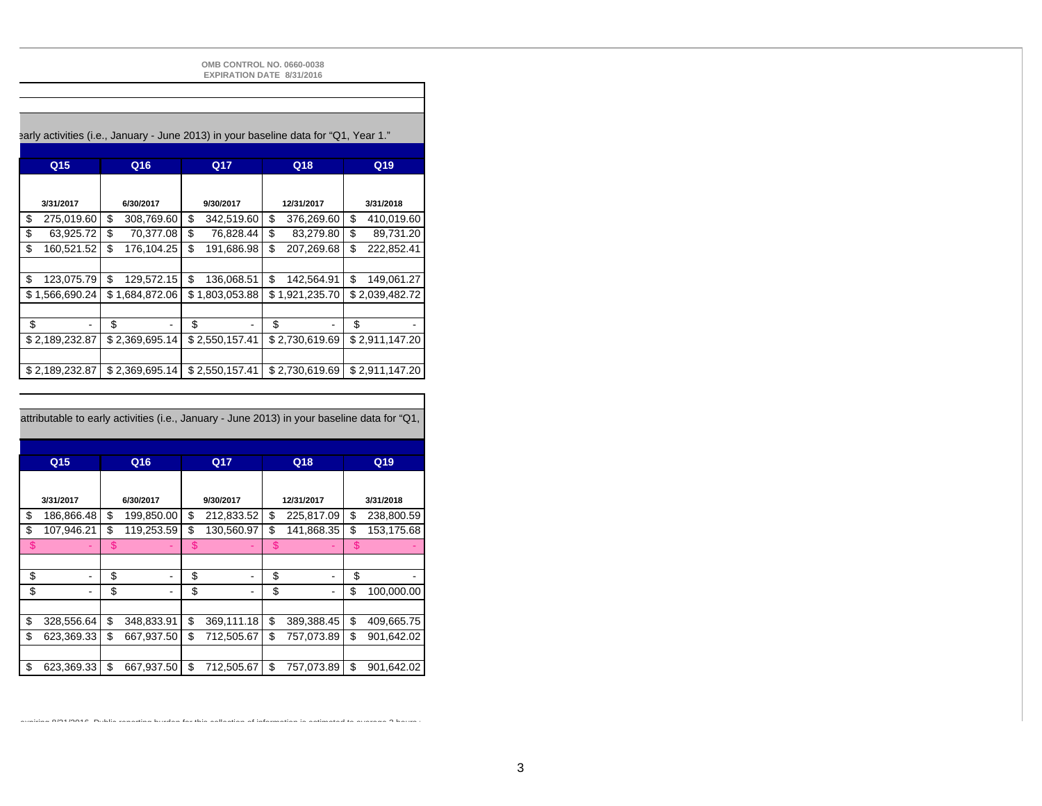OMB CONTROL NO. 0660-0038
EXPIRATION DATE 8/31/2016

early activities (i.e., January - June 2013) in your baseline data for "Q1, Year 1."

| Q15 | Q16 | Q17 | Q18 | Q19 |
|---|---|---|---|---|
| 3/31/2017 | 6/30/2017 | 9/30/2017 | 12/31/2017 | 3/31/2018 |
| $ 275,019.60 | $ 308,769.60 | $ 342,519.60 | $ 376,269.60 | $ 410,019.60 |
| $ 63,925.72 | $ 70,377.08 | $ 76,828.44 | $ 83,279.80 | $ 89,731.20 |
| $ 160,521.52 | $ 176,104.25 | $ 191,686.98 | $ 207,269.68 | $ 222,852.41 |
| | | | | |
| $ 123,075.79 | $ 129,572.15 | $ 136,068.51 | $ 142,564.91 | $ 149,061.27 |
| $ 1,566,690.24 | $ 1,684,872.06 | $ 1,803,053.88 | $ 1,921,235.70 | $ 2,039,482.72 |
| | | | | |
| $ - | $ - | $ - | $ - | $ - |
| $ 2,189,232.87 | $ 2,369,695.14 | $ 2,550,157.41 | $ 2,730,619.69 | $ 2,911,147.20 |
| | | | | |
| $ 2,189,232.87 | $ 2,369,695.14 | $ 2,550,157.41 | $ 2,730,619.69 | $ 2,911,147.20 |

attributable to early activities (i.e., January - June 2013) in your baseline data for "Q1,

| Q15 | Q16 | Q17 | Q18 | Q19 |
|---|---|---|---|---|
| 3/31/2017 | 6/30/2017 | 9/30/2017 | 12/31/2017 | 3/31/2018 |
| $ 186,866.48 | $ 199,850.00 | $ 212,833.52 | $ 225,817.09 | $ 238,800.59 |
| $ 107,946.21 | $ 119,253.59 | $ 130,560.97 | $ 141,868.35 | $ 153,175.68 |
| $ - | $ - | $ - | $ - | $ - |
| | | | | |
| $ - | $ - | $ - | $ - | $ - |
| $ - | $ - | $ - | $ - | $ 100,000.00 |
| | | | | |
| $ 328,556.64 | $ 348,833.91 | $ 369,111.18 | $ 389,388.45 | $ 409,665.75 |
| $ 623,369.33 | $ 667,937.50 | $ 712,505.67 | $ 757,073.89 | $ 901,642.02 |
| | | | | |
| $ 623,369.33 | $ 667,937.50 | $ 712,505.67 | $ 757,073.89 | $ 901,642.02 |

expiring 8/31/2016. Public reporting burden for this collection of information is estimated to average 3 hours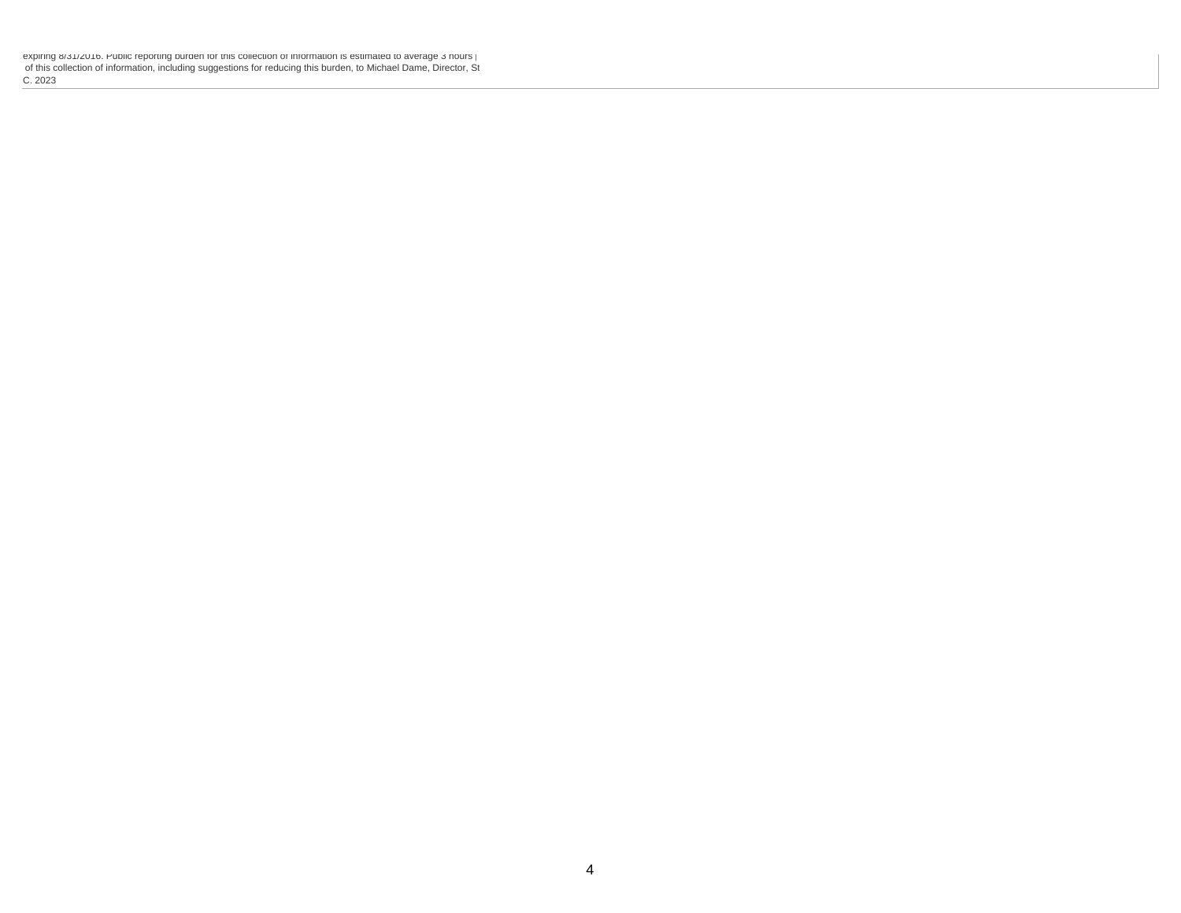expiring 8/31/2016. Public reporting burden for this collection of information is estimated to average 3 hours |
of this collection of information, including suggestions for reducing this burden, to Michael Dame, Director, St
C. 2023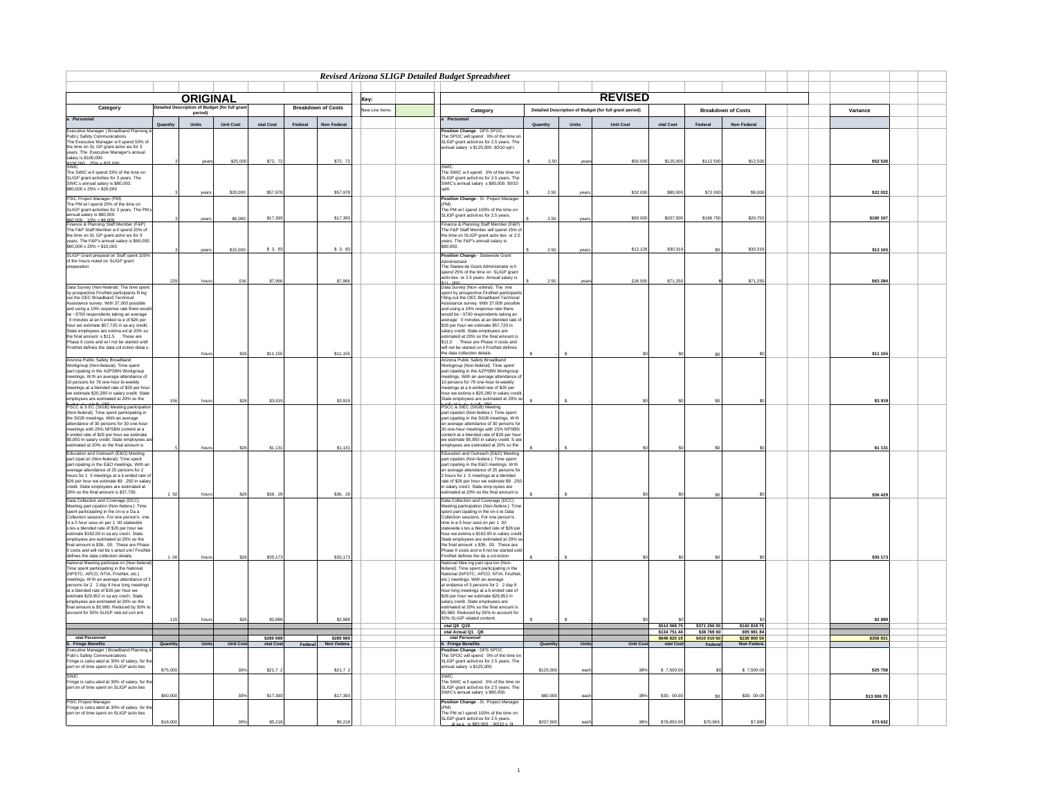# Revised Arizona SLIGP Detailed Budget Spreadsheet

| ORIGINAL | | | | | | | Key: | | REVISED | | | | | | | | Variance |
|---|---|---|---|---|---|---|---|---|---|---|---|---|---|---|---|---|---|
| Category | Detailed Description of Budget (for full grant period) | | | | Breakdown of Costs | | New Line Items | | Category | Detailed Description of Budget (for full grant period) | | | | | Breakdown of Costs | | Variance |
| a. Personnel | Quantity | Units | Unit Cost | otal Cost | Federal | Non Federal | | | a. Personnel | Quantity | Units | Unit Cost | otal Cost | Federal | Non Federal | | |
| Executive Manager ( Broadband Planning & Publ c Safety Communications The Executive Manager w ll spend 50% of the time on SL GP grant activ ies for 3 years. The Executive Manager's annual salary is $100,000. $100,000 . 25% = $25,000 | 3 | years | $25,000 | $72, 72 | | $72, 72 | | | Position Change DPS SPOC The SPOC will spend 0% of the time on SLIGP grant activit es for 2.5 years. The annual salary s $125,000. 90/10 spl t. | $ 2.50 | years | $50 000 | $125,000 | $112 500 | $12,500 | | $52 528 |
| SWIC The SWIC w ll spend 33% of the time on SLIGP grant activities for 3 years. The SWIC s annual salary is $80,000. $80,000 x 25% = $20,000 | 3 | years | $20,000 | $57,978 | | $57,978 | | | SWIC The SWIC w ll spend 0% of the time on SLIGP grant activit es for 2.5 years. The SWIC's annual salary s $80,000. 90/10 split. | $ 2.50 | years | $32 000 | $80,000 | $72 000 | $8,000 | | $22 022 |
| PSIC Project Manager (PM) The PM wi l spend 25% of the time on SLIGP grant activities for 3 years. The PM s annual salary is $60,000. $60,000 . 10% = $6,000 | 3 | years | $6,000 | $17,393 | | $17,393 | | | Position Change - Sr. Project Manager (PM) The PM wi l spend 100% of the time on SLIGP grant activit es for 2.5 years. | $ 2.50 | years | $83 000 | $207,500 | $186 750 | $20,750 | | $190 107 |
| Finance & Planning Staff Member (F&P) The F&P Staff Member w ll spend 25% of the time on SL GP grant activ ies for 3 years. The F&P's annual salary is $60,000. $60,000 x 25% = $15,000 | 3 | years | $15,000 | $ 3, 83 | | $ 3, 83 | | | Finance & Planning Staff Member (F&P) The F&P Staff Member will spend 15% of the time on SLIGP grant activ ties or 2.5 years. The F&P's annual salary is $80,850. | $ 2.50 | years | $12,128 | $30,319 | $0 | $30,319 | | $13 165 |
| SLIGP Grant preparat on Staff spent 100% of the hours noted on SLIGP grant preparation | 229 | hours | $36 | $7,966 | | $7,966 | | | Position Change - Statewide Grant Administrator The Statew de Grant Administrator w ll spend 25% of the time on SLIGP grant activ ties or 2.5 years. Annual salary is $11 000 | $ 2.50 | years | $28 500 | $71,250 | 0 | $71,250 | | $63 284 |
| Data Survey (Non-federal): The time spent by prospective FirstNet participants fil ing out the OEC Broadband Technical Assistance survey. With 37,000 possible and using a 10% response rate there would be ~3700 respondents taking an average 0 minutes at an b ended ra e of $26 per hour we estimate $57,720 in sa ary credit. State employees are estima ed at 20% so the final amount s $11,5 . These are Phase II costs and wi l not be started until FirstNet defines the data col ection detai s. | | hours | $26 | $11,155 | | $11,155 | | | Data Survey (Non- ederal): The ime spent by prospective FirstNet participants f lling out the OEC Broadband Technical Assistance survey. With 37,000 possible and using a 10% response rate there would be ~3700 respondents taking an average 0 minutes at an blended rate of $26 per hour we estimate $57,720 in salary credit. State employees are estimated at 20% so the final amount is $11,5 . These are Phase II costs and will not be started un il FirstNet defines the data collection details. | $ - | $ - | $0 | $0 | $0 | $0 | | $11 155 |
| Arizona Public Safety Broadband Workgroup (Non-federal): Time spent part cipating in the AZPSBN Workgroup meetings. W th an average attendance of 10 persons for 78 one-hour bi-weekly meetings at a blended rate of $26 per hour we estimate $20,280 in salary credit. State employees are estimated at 20% so the | 156 | hours | $26 | $3,919 | | $3,919 | | | Arizona Public Safety Broadband Workgroup (Non-federal): Time spent part cipating in the AZPSBN Workgroup meetings. With an average attendance of 10 persons for 78 one-hour bi-weekly meetings at a b ended rate of $26 per hour we estima e $20,280 in salary credit. State employees are estimated at 20% so | $ - | $ - | $0 | $0 | $0 | $0 | | $3 919 |
| PSCC & SEC (SIGB) Meeting participation (Non-federal): Time spent participating in the SIGB meetings. With an average attendance of 30 persons for 30 one-hour meetings with 25% NPSBN content at a b ended rate of $26 per hour we estimate $5,850 in salary credit. State employees are estimated at 20% so the final amount is | 5 | hours | $26 | $1,131 | | $1,131 | | | PSCC & SIEC (SIGB) Meeting part cipation (Non-federa ): Time spent part cipating in the SIGB meetings. W th an average attendance of 30 persons for 30 one-hour meetings with 25% NPSBN content at a blended rate of $26 per hour we estimate $5,850 in salary credit. S ate employees are estimated at 20% so the | $ - | $ - | $0 | $0 | $0 | $0 | | $1 131 |
| Education and Outreach (E&O) Meeting part cipat on (Non-federal): Time spent part cipating in the E&O meetings. With an average attendance of 25 persons for 2 hours for 1 5 meetings at a b ended rate of $26 per hour we estimate $9 ,250 in salary credit. State employees are estimated at 20% so the final amount is $37,700. | 1 50 | hours | $26 | $36, 29 | | $36, 29 | | | Education and Outreach (E&O) Meeting part cipation (Non-federal): Time spent part cipating in the E&O meetings. W th an average attendance of 25 persons for 2 hours for 1 5 meetings at a blended rate of $26 per hour we estimate $9 ,250 in salary credit. State emp oyees are estimated at 20% so the final amount is | $ - | $ - | $0 | $0 | $0 | $0 | | $36 429 |
| Data Collection and Coverage (DCC) Meeting part cipation (Non-federa ): Time spent participating in the on-si e Da a Collection sessions. For one person's ime in a 5 hour sess on per 1 00 statewide s tes a blended rate of $26 per hour we estimate $182,00 in sa ary cred t. State employees are estimated at 20% so the final amount is $36, 00. These are Phase II costs and will not be s arted unt l FirstNet defines the data collection details. | 1 00 | hours | $26 | $35,173 | | $35,173 | | | Data Collection and Coverage (DCC) Meeting participation (Non-federa ): Time spent part cipating in the on-s te Data Collection sessions. For one person's time in a 5 hour sess on per 1 00 statewide s tes a blended rate of $26 per hour we estima e $182,00 in salary credit. State employees are estimated at 20% so the final amount s $36, 00. These are Phase II costs and w ll not be started until FirstNet defines the da a col ection | $ - | $ - | $0 | $0 | $0 | $0 | | $35 173 |
| National Meeting participat on (Non-federal) Time spent participating in the National (NPSTC, APCO, NTIA, FirstNet, etc.) meetings. W th an average attendance of 3 persons for 2 2 day 8 hour long meetings at a blended rate of $26 per hour we estimate $29,952 in sa ary cred t. State employees are estimated at 20% so the final amount is $5,980. Reduced by 50% to account for 50% SLIGP rela ed con ent. | 115 | hours | $26 | $2,889 | | $2,889 | | | National Mee ing part cipa ion (Non-federal): Time spent participating in the National (NPSTC, APCO, NTIA, FirstNet, etc.) meetings. With an average at endance of 3 persons for 2 2 day 8 hour long meetings at a b ended rate of $26 per hour we estimate $29,952 in salary credit. State employees are estimated at 20% so the final amount is $5,980. Reduced by 50% to account for 50% SLIGP related content. | $ - | $ - | $0 | $0 | $0 | $0 | | $2 889 |
| | | | | | | | | | otal Q9 Q19 | | | | $514 068 75 | $371 250 00 | $142 818 75 | | |
| | | | | | | | | | otal Actual Q1 Q8 | | | | $134 751 44 | $38 769 60 | $95 981 84 | | |
| otal Personnel | | | | $289 989 | | $289 989 | | | otal Personnel | | | | $648 820 19 | $410 019 60 | $238 800 59 | | $358 831 |
| b. Fringe Benefits | Quantity | Units | Unit Cost | otal Cost | Federal | Non Federa | | | b. Fringe Benefits | Quantity | Units | Unit Cost | otal Cost | Federal | Non Federa | | |
| Executive Manager ( Broadband Planning & Publ c Safety Communications Fringe is calcu ated at 30% of salary, for the port on of time spent on SLIGP activ ties | $75,000 | | 30% | $21,7 2 | | $21,7 2 | | | Position Change - DPS SPOC The SPOC will spend 0% of the time on SLIGP grant activit es for 2.5 years. The annual salary s $125,000. | $125,000 | each | 38% | $ 7,500.00 | $0 | $ 7,500.00 | | $25 758 |
| SWIC Fringe is calcu ated at 30% of salary, for the port on of time spent on SLIGP activ ties | $60,000 | | 30% | $17,393 | | $17,393 | | | SWIC The SWIC w ll spend 0% of the time on SLIGP grant activit es for 2.5 years. The SWIC's annual salary s $80,000. | $80,000 | each | 38% | $30, 00.00 | $0 | $30, 00.00 | | $13 006 70 |
| PSIC Project Manager Fringe is calcu ated at 30% of salary, for the port on of time spent on SLIGP activ ties | $18,000 | | 30% | $5,218 | | $5,218 | | | Position Change - Sr. Project Manager (PM) The PM wi l spend 100% of the time on SLIGP grant activit es for 2.5 years. al sa a is $83 000 - 90/10 s lit | $207,500 | each | 38% | $78,850.00 | $70,965 | $7,885 | | $73 632 |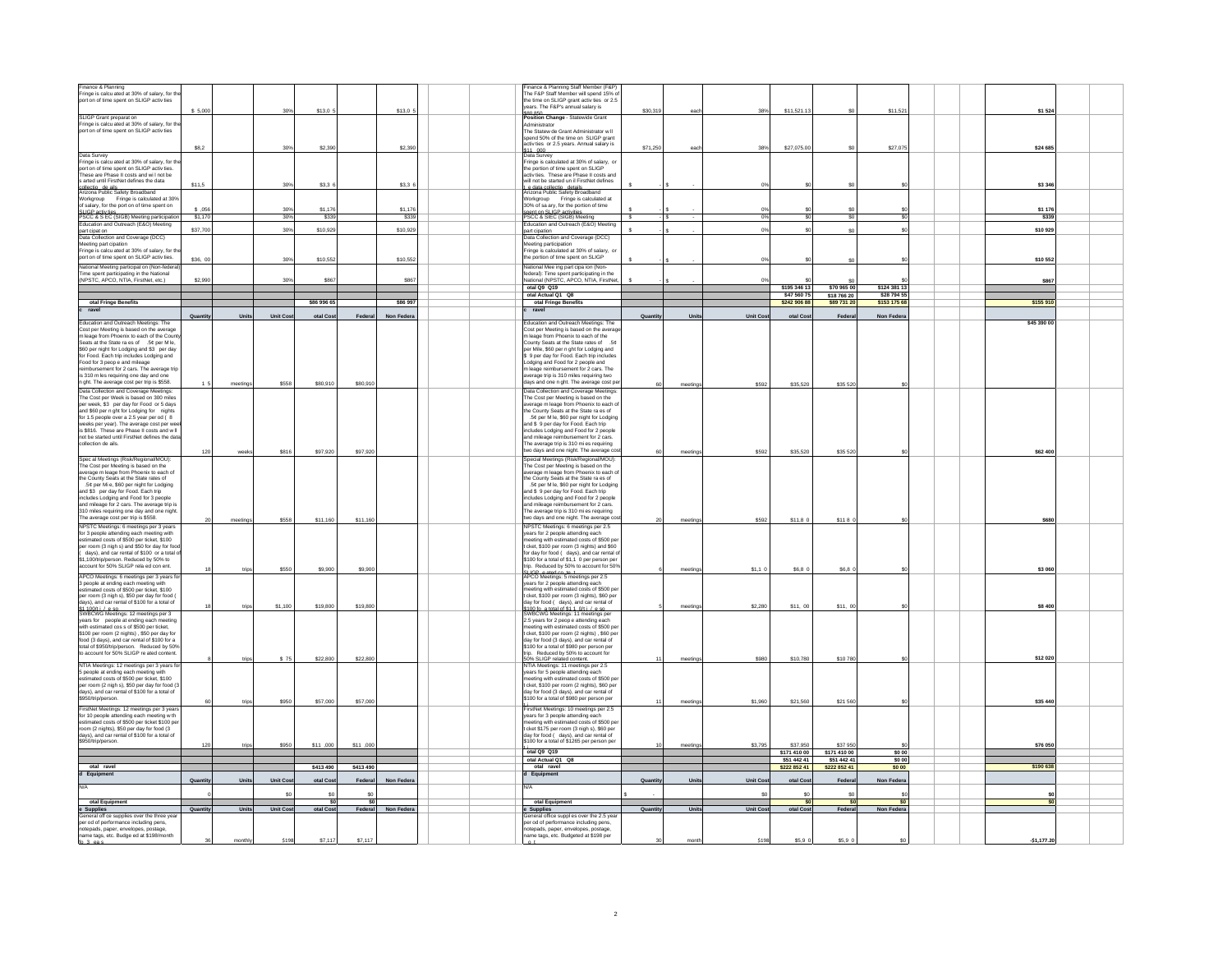| Finance & Planning<br>Fringe is calculated at 30% of salary, for the portion of time spent on SLIGP activities | $ 5,000 | | 30% | $13,0 5 | | $13,0 5 | | Finance & Planning Staff Member (F&P)<br>The F&P Staff Member will spend 15% of the time on SLIGP grant activities or 2.5 years. The F&P's annual salary is $80,850 | $30,319 | each | 38% | $11,521.13 | $0 | $11,521 | | $1 524 |
|---|---|---|---|---|---|---|---|---|---|---|---|---|---|---|---|---|
| SLIGP Grant preparation<br>Fringe is calculated at 30% of salary, for the portion of time spent on SLIGP activities | $8,2 | | 30% | $2,390 | | $2,390 | | **Position Change** - Statewide Grant Administrator<br>The Statewide Grant Administrator will spend 50% of the time on SLIGP grant activities or 2.5 years. Annual salary is $11 000 | $71,250 | each | 38% | $27,075.00 | $0 | $27,075 | | $24 685 |
| Data Survey<br>Fringe is calculated at 30% of salary, for the portion of time spent on SLIGP activities. These are Phase II costs and will not be started until FirstNet defines the data collection details | $11,5 | | 30% | $3,3 6 | | $3,3 6 | | Data Survey<br>Fringe is calculated at 30% of salary, or the portion of time spent on SLIGP activities. These are Phase II costs and will not be started until FirstNet defines the data collection details | $ - | $ - | 0% | $0 | $0 | $0 | | $3 346 |
| Arizona Public Safety Broadband Workgroup Fringe is calculated at 30% of salary, for the portion of time spent on SLIGP activities | $ ,056 | | 30% | $1,176 | | $1,176 | | Arizona Public Safety Broadband Workgroup Fringe is calculated at 30% of salary, for the portion of time spent on SLIGP activities | $ - | $ - | 0% | $0 | $0 | $0 | | $1 176 |
| PSCC & SIEC (SIGB) Meeting participation | $1,170 | | 30% | $339 | | $339 | | PSCC & SIEC (SIGB) Meeting | $ - | $ - | 0% | $0 | $0 | $0 | | $339 |
| Education and Outreach (E&O) Meeting participation | $37,700 | | 30% | $10,929 | | $10,929 | | Education and Outreach (E&O) Meeting participation | $ - | $ - | 0% | $0 | $0 | $0 | | $10 929 |
| Data Collection and Coverage (DCC) Meeting participation<br>Fringe is calculated at 30% of salary, for the portion of time spent on SLIGP activities. | $36, 00 | | 30% | $10,552 | | $10,552 | | Data Collection and Coverage (DCC) Meeting participation<br>Fringe is calculated at 30% of salary, or the portion of time spent on SLIGP | $ - | $ - | 0% | $0 | $0 | $0 | | $10 552 |
| National Meeting participation (Non-federal) Time spent participating in the National (NPSTC, APCO, NTIA, FirstNet, etc.) | $2,990 | | 30% | $867 | | $867 | | National Meeting participation (Non-federal) Time spent participating in the National (NPSTC, APCO, NTIA, FirstNet, | $ - | $ - | 0% | $0 | $0 | $0 | | $867 |
| | | | | | | | | otal Q9 Q19 | | | | $195 346 13 | $70 965 00 | $124 381 13 | | |
| | | | | | | | | otal Actual Q1 Q8 | | | | $47 560 75 | $18 766 20 | $28 794 55 | | |
| otal Fringe Benefits | | | | $86 996 65 | | $86 997 | | otal Fringe Benefits | | | | $242 906 88 | $89 731 20 | $153 175 68 | | $155 910 |
| **c ravel** | | | | | | | | **c ravel** | | | | | | | | |
| | Quantity | Units | Unit Cost | otal Cost | Federal | Non Federa | | | Quantity | Units | Unit Cost | otal Cost | Federal | Non Federa | | |
| Education and Outreach Meetings: The Cost per Meeting is based on the average mileage from Phoenix to each of the County Seats at the State rates of .5¢ per Mile, $60 per night for Lodging and $3 per day for Food. Each trip includes Lodging and Food for 3 people and mileage reimbursement for 2 cars. The average trip is 310 miles requiring one day and one night. The average cost per trip is $558. | 1 5 | meetings | $558 | $80,910 | $80,910 | | | Education and Outreach Meetings: The Cost per Meeting is based on the average mileage from Phoenix to each of the County Seats at the State rates of .5¢ per Mile, $60 per night for Lodging and $ 9 per day for Food. Each trip includes Lodging and Food for 2 people and mileage reimbursement for 2 cars. The average trip is 310 miles requiring two days and one night. The average cost per | 60 | meetings | $592 | $35,520 | $35 520 | $0 | | $45 390 00 |
| Data Collection and Coverage Meetings: The Cost per Week is based on 300 miles per week, $3 per day for Food or 5 days and $60 per night for Lodging for nights for 1.5 people over a 2.5 year period ( 8 weeks per year). The average cost per week is $816. These are Phase II costs and will not be started until FirstNet defines the data collection details. | 120 | weeks | $816 | $97,920 | $97,920 | | | Data Collection and Coverage Meetings: The Cost per Meeting is based on the average mileage from Phoenix to each of the County Seats at the State rates of .5¢ per Mile, $60 per night for Lodging and $ 9 per day for Food. Each trip includes Lodging and Food for 2 people and mileage reimbursement for 2 cars. The average trip is 310 miles requiring two days and one night. The average cost | 60 | meetings | $592 | $35,520 | $35 520 | $0 | | $62 400 |
| Special Meetings (Risk/Regional/MOU): The Cost per Meeting is based on the average mileage from Phoenix to each of the County Seats at the State rates of .5¢ per Mile, $60 per night for Lodging and $3 per day for Food. Each trip includes Lodging and Food for 3 people and mileage for 2 cars. The average trip is 310 miles requiring one day and one night. The average cost per trip is $558. | 20 | meetings | $558 | $11,160 | $11,160 | | | Special Meetings (Risk/Regional/MOU): The Cost per Meeting is based on the average mileage from Phoenix to each of the County Seats at the State rates of .5¢ per Mile, $60 per night for Lodging and $ 9 per day for Food. Each trip includes Lodging and Food for 2 people and mileage reimbursement for 2 cars. The average trip is 310 miles requiring two days and one night. The average cost | 20 | meetings | $592 | $11,8 0 | $11 8 0 | $0 | | $680 |
| NPSTC Meetings: 6 meetings per 3 years for 3 people attending each meeting with estimated costs of $500 per ticket, $100 per room (3 nights) and $50 for day for food ( days), and car rental of $100 for a total of $1,100/trip/person. Reduced by 50% to account for 50% SLIGP related content. | 18 | trips | $550 | $9,900 | $9,900 | | | NPSTC Meetings: 6 meetings per 2.5 years for 2 people attending each meeting with estimated costs of $500 per ticket, $100 per room (3 nights) and $60 for day for food ( days), and car rental of $100 for a total of $1,1 0 per person per trip. Reduced by 50% to account for 50% SLIGP related content | 6 | meetings | $1,1 0 | $6,8 0 | $6,8 0 | $0 | | $3 060 |
| APCO Meetings: 6 meetings per 3 years for 3 people attending each meeting with estimated costs of $500 per ticket, $100 per room (3 nights), $50 per day for food ( days), and car rental of $100 for a total of $1,100/ / e so | 18 | trips | $1,100 | $19,800 | $19,800 | | | APCO Meetings: 5 meetings per 2.5 years for 2 people attending each meeting with estimated costs of $500 per ticket, $100 per room (3 nights), $60 per day for food ( days), and car rental of $100 for a total of $1 1 0/t i / e so | 5 | meetings | $2,280 | $11, 00 | $11, 00 | $0 | | $8 400 |
| SWBCWG Meetings: 12 meetings per 3 years for people attending each meeting with estimated costs of $500 per ticket, $100 per room (2 nights), $50 per day for food (3 days), and car rental of $100 for a total of $950/trip/person. Reduced by 50% to account for 50% SLIGP related content. | 8 | trips | $ 75 | $22,800 | $22,800 | | | SWBCWG Meetings: 11 meetings per 2.5 years for 2 people attending each meeting with estimated costs of $500 per ticket, $100 per room (2 nights), $60 per day for food (3 days), and car rental of $100 for a total of $980 per person per trip. Reduced by 50% to account for 50% SLIGP related content. | 11 | meetings | $980 | $10,780 | $10 780 | $0 | | $12 020 |
| NTIA Meetings: 12 meetings per 3 years for 5 people attending each meeting with estimated costs of $500 per ticket, $100 per room (2 nights), $50 per day for food (3 days), and car rental of $100 for a total of $950/trip/person. | 60 | trips | $950 | $57,000 | $57,000 | | | NTIA Meetings: 11 meetings per 2.5 years for 5 people attending each meeting with estimated costs of $500 per ticket, $100 per room (2 nights), $60 per day for food (3 days), and car rental of $100 for a total of $980 per person per | 11 | meetings | $1,960 | $21,560 | $21 560 | $0 | | $35 440 |
| FirstNet Meetings: 12 meetings per 3 years for 10 people attending each meeting with estimated costs of $500 per ticket $100 per room (2 nights), $50 per day for food (3 days), and car rental of $100 for a total of $950/trip/person. | 120 | trips | $950 | $11 ,000 | $11 ,000 | | | FirstNet Meetings: 10 meetings per 2.5 years for 3 people attending each meeting with estimated costs of $500 per ticket $175 per room (3 nights), $60 per day for food ( days), and car rental of $100 for a total of $1265 per person per | 10 | meetings | $3,795 | $37,950 | $37 950 | $0 | | $76 050 |
| | | | | | | | | otal Q9 Q19 | | | | $171 410 00 | $171 410 00 | $0 00 | | |
| | | | | | | | | otal Actual Q1 Q8 | | | | $51 442 41 | $51 442 41 | $0 00 | | |
| otal ravel | | | | $413 490 | $413 490 | | | otal ravel | | | | $222 852 41 | $222 852 41 | $0 00 | | $190 638 |
| **d Equipment** | | | | | | | | **d Equipment** | | | | | | | | |
| | Quantity | Units | Unit Cost | otal Cost | Federal | Non Federa | | | Quantity | Units | Unit Cost | otal Cost | Federal | Non Federa | | |
| N/A | 0 | | $0 | $0 | $0 | | | N/A | $ - | | $0 | $0 | $0 | $0 | | $0 |
| otal Equipment | | | | $0 | $0 | | | otal Equipment | | | | $0 | $0 | $0 | | $0 |
| **e Supplies** | Quantity | Units | Unit Cost | otal Cost | Federal | Non Federa | | **e Supplies** | Quantity | Units | Unit Cost | otal Cost | Federal | Non Federa | | |
| General office supplies over the three year period of performance including pens, notepads, paper, envelopes, postage, name tags, etc. Budgeted at $198/month for 3 years | 36 | monthly | $198 | $7,117 | $7,117 | | | General office supplies over the 2.5 year period of performance including pens, notepads, paper, envelopes, postage, name tags, etc. Budgeted at $198 per | 30 | month | $198 | $5,9 0 | $5,9 0 | $0 | | -$1,177.20 |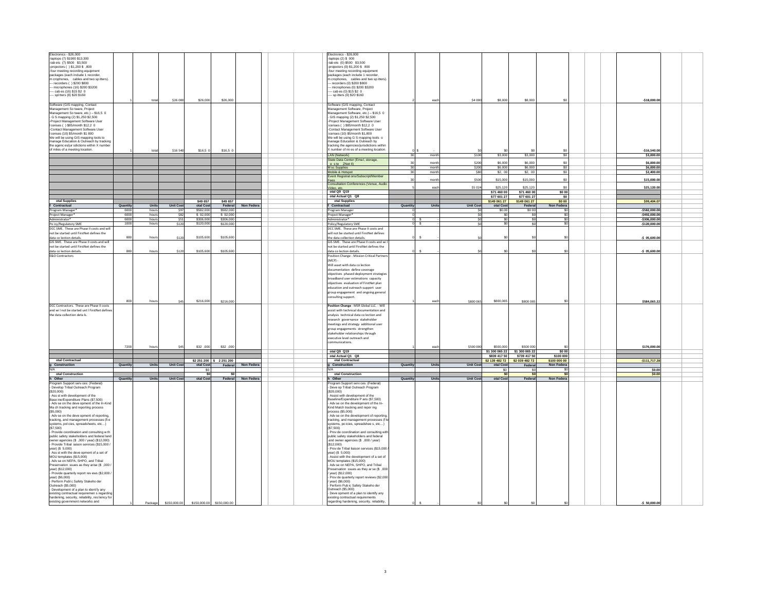| Description | Quantity | Units | Unit Cost | Total Cost | Federal | Non Federal | | | Description | Quantity | Units | Unit Cost | Total Cost | Federal | Non Federal | | | Variance | |
|---|---|---|---|---|---|---|---|---|---|---|---|---|---|---|---|---|---|---|---|
| Electronics - $26,000<br>-laptops (7) $1900 $13,300<br>-tab ets (7) $500 $3,500<br>-projectors ( ) $1,200 $ ,800<br>-four meeting recording equipment packages (each include 1 recorder, m crophones, cables and two sp itters).<br>--- recorders ( ) $200 $800<br>--- microphones (16) $200 $3200<br>---- cab es (16) $15 $2 0<br>---- sp itters (8) $20 $160 | 1 | total | $26 000 | $26,000 | $26,000 | | | | Electronics - $26,000<br>-laptops (2) $ 000<br>-tab ets (0) $500 $3,500<br>-projectors (0) $1,200 $ 800<br>-four meeting recording equipment packages (each include 1 recorder, m crophones, cables and two sp itters).<br>--- recorders (0) $200 $800<br>--- microphones (0) $200 $3200<br>---- cab es (0) $15 $2 0<br>---- sp itters (0) $20 $160 | 2 | each | $4 000 | $8,000 | $8,000 | $0 | | | -$18,000.00 | |
| Software (GIS mapping, Contact Management So tware, Project Management So tware, etc.) – $16,5 0<br>- G S mapping (2) $1,250 $2,500<br>-Project Management Software User l censes ( ) $85/month $12,2 0<br>-Contact Management Software User l censes (10) $5/month $1 800<br>We will be using GIS mapping tools to manage Education & Outreach by tracking the agenc es/jur sdictions within X number of miles of a meeting location. | 1 | total | $16 540 | $16,5 0 | $16,5 0 | | | | Software (GIS mapping, Contact Management Software, Project Management Software, etc.) – $16,5 0<br>- GIS mapping (2) $1,250 $2,500<br>-Project Management Software User icenses ( ) $85/month $12,2 0<br>-Contact Management Software User icenses (10) $5/month $1,800<br>We will be using G S mapping tools o manage Education & Outreach by tracking the agencies/jurisdictions within X number of mi es of a meeting location. | 0 | $ - | | $0 | $0 | $0 | $0 | | | -$16,540.00 | |
| | | | | | | | | | LAN (Network) | 30 | month | $100 | $3,000 | $3,000 | $0 | | | $3,000.00 | |
| | | | | | | | | | State Data Center (Emai, storage, e site ZNet II) | 30 | month | $200 | $6,000 | $6,000 | $0 | | | $6,000.00 | |
| | | | | | | | | | M sc Supplies | 30 | month | $200 | $6,000 | $6,000 | $0 | | | $6,000.00 | |
| | | | | | | | | | Mobile & Hotspot | 30 | month | $80 | $2, 00 | $2, 00 | $0 | | | $2,400.00 | |
| | | | | | | | | | Event Registrat ons/Subscript/Member Fees | 30 | month | $500 | $15,000 | $15,000 | $0 | | | $15,000.00 | |
| | | | | | | | | | Consultation Conferences (Venue, Audio Video, etc. | 5 | each | $5 024 | $25,120 | $25,120 | $0 | | | $25,120.00 | |
| | | | | | | | | | otal Q9 Q19 | | | | $71 460 00 | $71 460 00 | $0 00 | | | | |
| | | | | | | | | | otal Actual Q1 Q8 | | | | $77 601 27 | $77 601 27 | $0 | | | | |
| otal Supplies | | | | $49 657 | $49 657 | | | | otal Supplies | | | | $149 061 27 | $149 061 27 | $0 00 | | | $99,404.07 | |
| f Contractual | Quantity | Units | Unit Cost | otal Cost | Federal | Non Federa | | | f Contractual | Quantity | Units | Unit Cost | otal Cost | Federal | Non Federa | | | | |
| Program Manager* | 6000 | hours | $97 | $582,000 | $582,000 | | | | Program Manager | 0 | | $0 | $0.00 | $0 00 | $0 | | | -$582,000.00 | |
| Project Manager* | 6000 | hours | $82 | $ 92,000 | $ 92,000 | | | | Project Manager* | 0 | | $0 | $0 | $0 | $0 | | | -$492,000.00 | |
| Administrator* | 6000 | hours | $51 | $306,000 | $306,000 | | | | Administrator* | 0 | $ - | $0 | $0 | $0 | $0 | | | -$306,000.00 | |
| Po icy/Regulatory SME | 1000 | hours | $120 | $120,000 | $120,000 | | | | Policy/Regulatory SME | 0 | $ - | $0 | $0 | $0 | $0 | | | -$120,000.00 | |
| DCC SME. These are Phase II costs and will not be started until FirstNet defines the data co lection details. | 880 | hours | $120 | $105,600 | $105,600 | | | | DCC SME. These are Phase II costs and will not be started until FirstNet defines the data collection details. | 0 | $ - | $0 | $0 | $0 | $0 | | | -$ 05,600.00 | |
| GIS SME. These are Phase II costs and will not be started until FirstNet defines the data co lection details. | 880 | hours | $120 | $105,600 | $105,600 | | | | GIS SME. These are Phase II costs and wi l not be started until FirstNet defines the data co lection details. | 0 | $ - | $0 | $0 | $0 | $0 | | | -$ 05,600.00 | |
| E&O Contractors | 800 | hours | $45 | $216,000 | $216,000 | | | | Position Change - Mission Critical Partners (MCP) - Will asset with data co lection documentation define coverage objectives phased deployment strategies broadband user estimations capacity objectives evaluation of FirstNet plan education and outreach support user group engagement and ongoing general consulting support. | 1 | each | $800 065 | $800,065 | $800 065 | $0 | | | $584,065.22 | |
| DCC Contractors. These are Phase II costs and wi l not be started unt l FirstNet defines the data collection deta ls. | 7200 | hours | $45 | $32 ,000 | $32 ,000 | | | | Position Change - MSR Global LLC. - Will assist with technical documentation and analysis technical data co lection and research governance stakeholder meetings and strategy additional user group engagements strengthen stakeholder relationships through executive level outreach and communications. | 1 | each | $500 000 | $500,000 | $500 000 | $0 | | | $176,000.00 | |
| | | | | | | | | | otal Q9 Q19 | | | | $1 300 065 22 | $1 300 065 22 | $0 00 | | | | |
| | | | | | | | | | otal Actual Q1 Q8 | | | | $839 417 50 | $739 417 50 | $100 000 | | | | |
| otal Contractual | | | | $2 251 200 | $ 2 251 200 | | | | otal Contractual | | | | $2 139 482 72 | $2 039 482 72 | $100 000 00 | | | -$111,717.28 | |
| g Construction | Quantity | Units | Unit Cost | otal Cost | Federal | Non Federa | | | g Construction | Quantity | Units | Unit Cost | otal Cost | Federal | Non Federa | | | | |
| N/A | | | | $0 | | | | | N/A | | | | $0 | $0 | $0 | | | $0.00 | |
| otal Construction | | | | $0 | $0 | | | | otal Construction | | | | $0 | $0 | $0 | | | $0.00 | |
| h Other | Quantity | Units | Unit Cost | otal Cost | Federal | Non Federa | | | h Other | Quantity | Units | Unit Cost | otal Cost | Federal | Non Federa | | | | |
| Program Support serv ces: (Federal)<br>- Develop Tribal Outreach Program ($20,000)<br>- Ass st with development of the Base ine/Expenditure Plans ($7,500)<br>- Adv se on the deve opment of the In-Kind Ma ch tracking and reporting process ($5,000)<br>- Adv se on the deve opment of reporting, tracking, and management processes (fi e systems, pol cies, spreadsheets, etc…) ($7,500)<br>- Provide coordination and consulting w th public safety stakeholders and federal land owner agencies ($ ,000 / year) ($12,000)<br>- Provide Tribal iaison services ($15,000 / year) ($ 5,000)<br>- Ass st with the deve opment of a set of MOU templates ($15,000)<br>- Adv se on NEPA, SHPO, and Tribal Preservation ssues as they arise ($ ,000 / year) ($12,000)<br>- Provide quarterly report rev ews ($2,000 / year) ($6,000)<br>- Perform Publ c Safety Stakeho der Outreach ($5,000)<br>- Development of a plan to ident fy any existing contractual requiremen s regarding hardening, security, reliability, res liency for existing government networks and | 1 | Package | $150,000.00 | $150,000.00 | $150,000.00 | | | | Program Support serv ces: (Federal)<br>- Deve op Tribal Outreach Program ($20,000)<br>- Assist with development of the Baseline/Expenditure P ans ($7,500)<br>- Adv se on the development of the In-Kind Match tracking and repor ing process ($5,000)<br>- Adv se on the development of reporting, tracking, and management processes (f le systems, po icies, spreadshee s, etc…) ($7,500)<br>- Prov de coordination and consulting with public safety stakeholders and federal and owner agencies ($ ,000 / year) ($12,000)<br>- Prov de Tribal liaison services ($15,000 / year) ($ 5,000)<br>- Assist with the development of a set of MOU templates ($15,000)<br>- Adv se on NEPA, SHPO, and Tribal Preservation ssues as they ar se ($ ,000 / year) ($12,000)<br>- Prov de quarterly report reviews ($2,000 / year) ($6,000)<br>- Perform Pub ic Safety Stakeho der Outreach ($5,000)<br>- Deve opment of a plan to identify any existing contractual requirements regarding hardening, security, reliability, | 0 | $ - | $0 | $0 | $0 | $0 | | | -$ 50,000.00 | |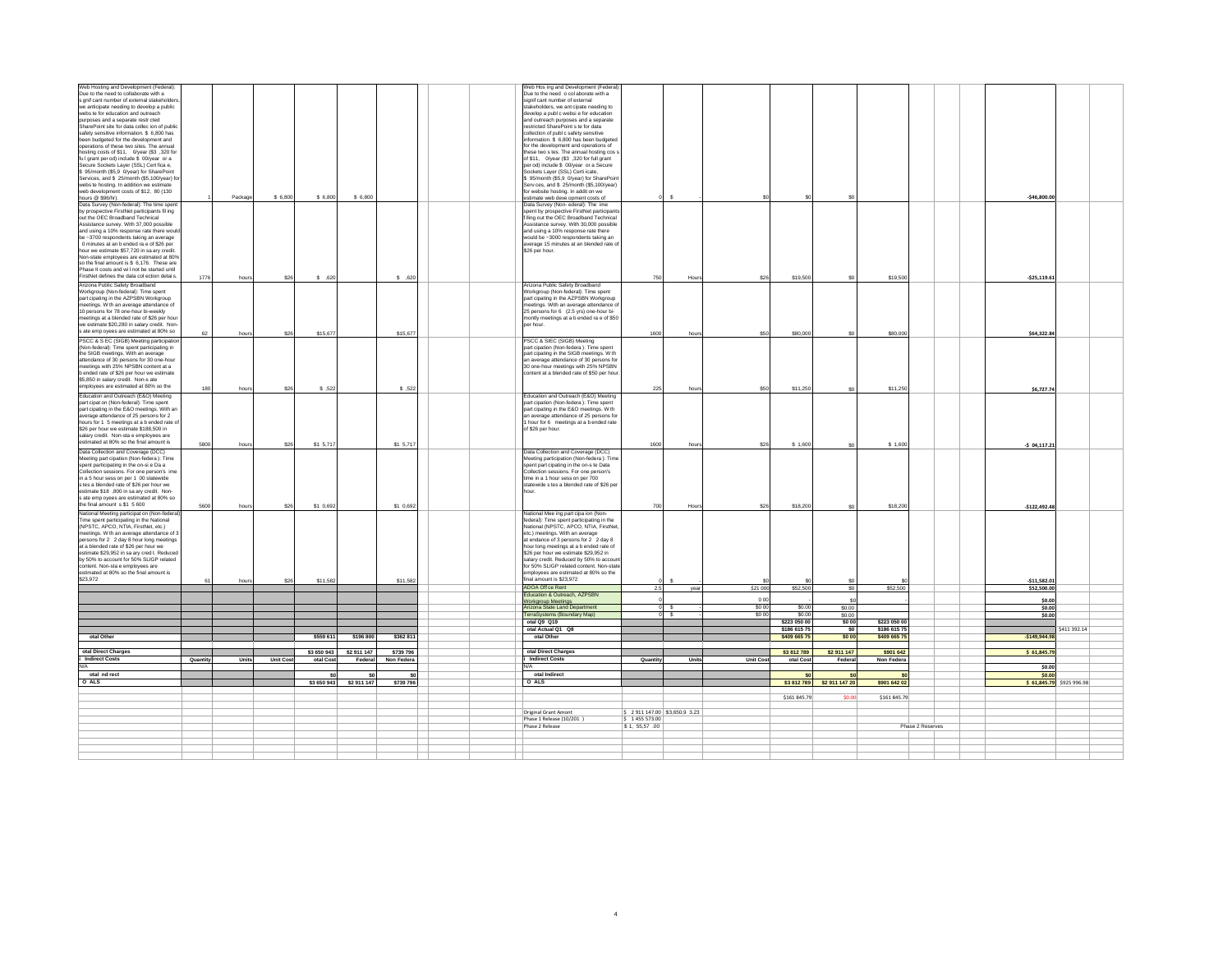| Description | Quantity | Units | Unit Cost | Total Cost | Federal | Non Federal | | | Description | Quantity | Units | Unit Cost | Total Cost | Federal | Non Federal | | | Difference | |
|---|---|---|---|---|---|---|---|---|---|---|---|---|---|---|---|---|---|---|---|
| Web Hosting and Development (Federal): Due to the need to collaborate with a s gnif cant number of external stakeholders, we anticipate needing to develop a public webs te for education and outreach purposes and a separate restr cted SharePoint site for data collec ion of public safety sensitive information. $ 6,800 has been budgeted for the development and operations of these two sites. The annual hosting costs of $11, 0/year ($3 ,320 for fu l grant per od) include $ 00/year or a Secure Sockets Layer (SSL) Cert fica e, $ 95/month ($5,9 0/year) for SharePoint Services, and $ 25/month ($5,100/year) for webs te hosting. In addition we estimate web development costs of $12, 80 (130 hours @ $96/hr). | 1 | Package | $ 6,800 | $ 6,800 | $ 6,800 | | | | Web Hos ing and Development (Federal): Due to the need o col aborate with a signif cant number of external stakeholders, we ant cipate needing to develop a publ c websi e for education and outreach purposes and a separate restricted SharePoint s te for data collection of publ c safety sensitive information. $ 6,800 has been budgeted for the development and operations of these two s tes. The annual hosting cos s of $11, 0/year ($3 ,320 for full grant per od) include $ 00/year or a Secure Sockets Layer (SSL) Certi icate, $ 95/month ($5,9 0/year) for SharePoint Serv ces, and $ 25/month ($5,100/year) for website hosting. In additi on we estimate web deve opment costs of | 0 | $ - | $0 | $0 | $0 | | | | -$46,800.00 | |
| Data Survey (Non-federal): The time spent by prospective FirstNet participants fil ing out the OEC Broadband Technical Assistance survey. With 37,000 possible and using a 10% response rate there would be ~3700 respondents taking an average 0 minutes at an b ended ra e of $26 per hour we estimate $57,720 in sa ary credit. Non-state employees are estimated at 80% so the final amount is $ 6,176. These are Phase II costs and wi l not be started until FirstNet defines the data col ection detai s. | 1776 | hours | $26 | $ ,620 | | $ ,620 | | | Data Survey (Non- ederal): The ime spent by prospective FirstNet participants f lling out the OEC Broadband Technical Assistance survey. With 30,000 possible and using a 10% response rate there would be ~3000 respondents taking an average 15 minutes at an blended rate of $26 per hour. | 750 | Hours | $26 | $19,500 | $0 | $19,500 | | | -$25,119.61 | |
| Arizona Public Safety Broadband Workgroup (Non-federal): Time spent part cipating in the AZPSBN Workgroup meetings. W th an average attendance of 10 persons for 78 one-hour bi-weekly meetings at a blended rate of $26 per hour we estimate $20,280 in salary credit. Non-s ate emp oyees are estimated at 80% so | 62 | hours | $26 | $15,677 | | $15,677 | | | Arizona Public Safety Broadband Workgroup (Non-federal): Time spent part cipating in the AZPSBN Workgroup meetings. With an average attendance of 25 persons for 6 (2.5 yrs) one-hour bi-montly meetings at a b ended ra e of $50 per hour. | 1600 | hours | $50 | $80,000 | $0 | $80,000 | | | $64,322.84 | |
| PSCC & S EC (SIGB) Meeting participation (Non-federal): Time spent participating in the SIGB meetings. With an average attendance of 30 persons for 30 one-hour meetings with 25% NPSBN content at a b ended rate of $26 per hour we estimate $5,850 in salary credit. Non-s ate employees are estimated at 80% so the | 180 | hours | $26 | $ ,522 | | $ ,522 | | | PSCC & SIEC (SIGB) Meeting part cipation (Non-federa ): Time spent part cipating in the SIGB meetings. W th an average attendance of 30 persons for 30 one-hour meetings with 25% NPSBN content at a blended rate of $50 per hour. | 225 | hours | $50 | $11,250 | $0 | $11,250 | | | $6,727.74 | |
| Education and Outreach (E&O) Meeting part cipat on (Non-federal): Time spent part cipating in the E&O meetings. With an average attendance of 25 persons for 2 hours for 1 5 meetings at a b ended rate of $26 per hour we estimate $188,500 in salary credit. Non-sta e employees are estimated at 80% so the final amount is | 5800 | hours | $26 | $1 5,717 | | $1 5,717 | | | Education and Outreach (E&O) Meeting part cipation (Non-federa ): Time spent part cipating in the E&O meetings. W th an average attendance of 25 persons for 1 hour for 6 meetings at a b ended rate of $26 per hour. | 1600 | hours | $26 | $ 1,600 | $0 | $ 1,600 | | | -$ 04,117.21 | |
| Data Collection and Coverage (DCC) Meeting part cipation (Non-federa ): Time spent participating in the on-si e Da a Collection sessions. For one person's ime in a 5 hour sess on per 1 00 statewide s tes a blended rate of $26 per hour we estimate $18 ,800 in sa ary credit. Non-s ate emp oyees are estimated at 80% so the final amount s $1 5 600 | 5600 | hours | $26 | $1 0,692 | | $1 0,692 | | | Data Collection and Coverage (DCC) Meeting participation (Non-federa ): Time spent part cipating in the on-s te Data Collectoin sessions. For one person's time in a 1 hour sess on per 700 statewide s tes a blended rate of $26 per hour. | 700 | Hours | $26 | $18,200 | $0 | $18,200 | | | -$122,492.48 | |
| National Meeting participat on (Non-federal) Time spent participating in the National (NPSTC, APCO, NTIA, FirstNet, etc.) meetings. W th an average attendance of 3 persons for 2 2 day 8 hour long meetings at a blended rate of $26 per hour we estimate $29,952 in sa ary cred t. Reduced by 50% to account for 50% SLIGP related content. Non-sta e employees are estimated at 80% so the final amount is $23,972 | 61 | hours | $26 | $11,582 | | $11,582 | | | National Mee ing part cipa ion (Non-federal): Time spent participating in the National (NPSTC, APCO, NTIA, FirstNet, etc.) meetings. With an average at endance of 3 persons for 2 2 day 8 hour long meetings at a b ended rate of $26 per hour we estimate $29,952 in salary credit. Reduced by 50% to account for 50% SLIGP related content. Non-state employees are estimated at 80% so the final amount is $23,972 | 0 | $ - | $0 | $0 | $0 | $0 | | | -$11,582.01 | |
| | | | | | | | | | ADOA Off ce Rent | 2.5 | year | $21 000 | $52,500 | $0 | $52,500 | | | $52,500.00 | |
| | | | | | | | | | Education & Outreach, AZPSBN Workgroup Meetings | 0 | | 0 00 | - | $0 | - | | | $0.00 | |
| | | | | | | | | | Arizona State Land Department | 0 | $ - | $0 00 | $0.00 | $0.00 | | | | $0.00 | |
| | | | | | | | | | TerraSystems (Boundary Map) | 0 | $ - | $0 00 | $0.00 | $0.00 | | | | $0.00 | |
| | | | | | | | | | otal Q9 Q19 | | | | $223 050 00 | $0 00 | $223 050 00 | | | | |
| | | | | | | | | | otal Actual Q1 Q8 | | | | $186 615 75 | $0 | $186 615 75 | | | | $411 392.14 |
| otal Other | | | | $559 611 | $196 800 | $362 811 | | | otal Other | | | | $409 665 75 | $0 00 | $409 665 75 | | | -$149,944.98 | |
| | | | | | | | | | | | | | | | | | | | |
| otal Direct Charges | | | | $3 650 943 | $2 911 147 | $739 796 | | | otal Direct Charges | | | | $3 812 789 | $2 911 147 | $901 642 | | | $ 61,845.79 | |
| Indirect Costs | Quantity | Units | Unit Cost | otal Cost | Federal | Non Federa | | | Indirect Costs | Quantity | Units | Unit Cost | otal Cost | Federal | Non Federa | | | | |
| N/A | | | | | | | | | N/A | | | | | | | | | $0.00 | |
| otal nd rect | | | | $0 | $0 | $0 | | | otal Indirect | | | | $0 | $0 | $0 | | | $0.00 | |
| O ALS | | | | $3 650 943 | $2 911 147 | $739 796 | | | O ALS | | | | $3 812 789 | $2 911 147 20 | $901 642 02 | | | $ 61,845.79 | $925 996.98 |
| | | | | | | | | | | | | | $161 845.79 | $0.00 | $161 845.79 | | | | |
| | | | | | | | | | Original Grant Amont | $ 2 911 147.00 | $3,650,9 3.23 | | | | | | | | |
| | | | | | | | | | Phase 1 Release (10/201 ) | $ 1 455 573.00 | | | | | | | | | |
| | | | | | | | | | Phase 2 Release | $ 1, 55,57 .00 | | | | | | Phase 2 Reserves | | | |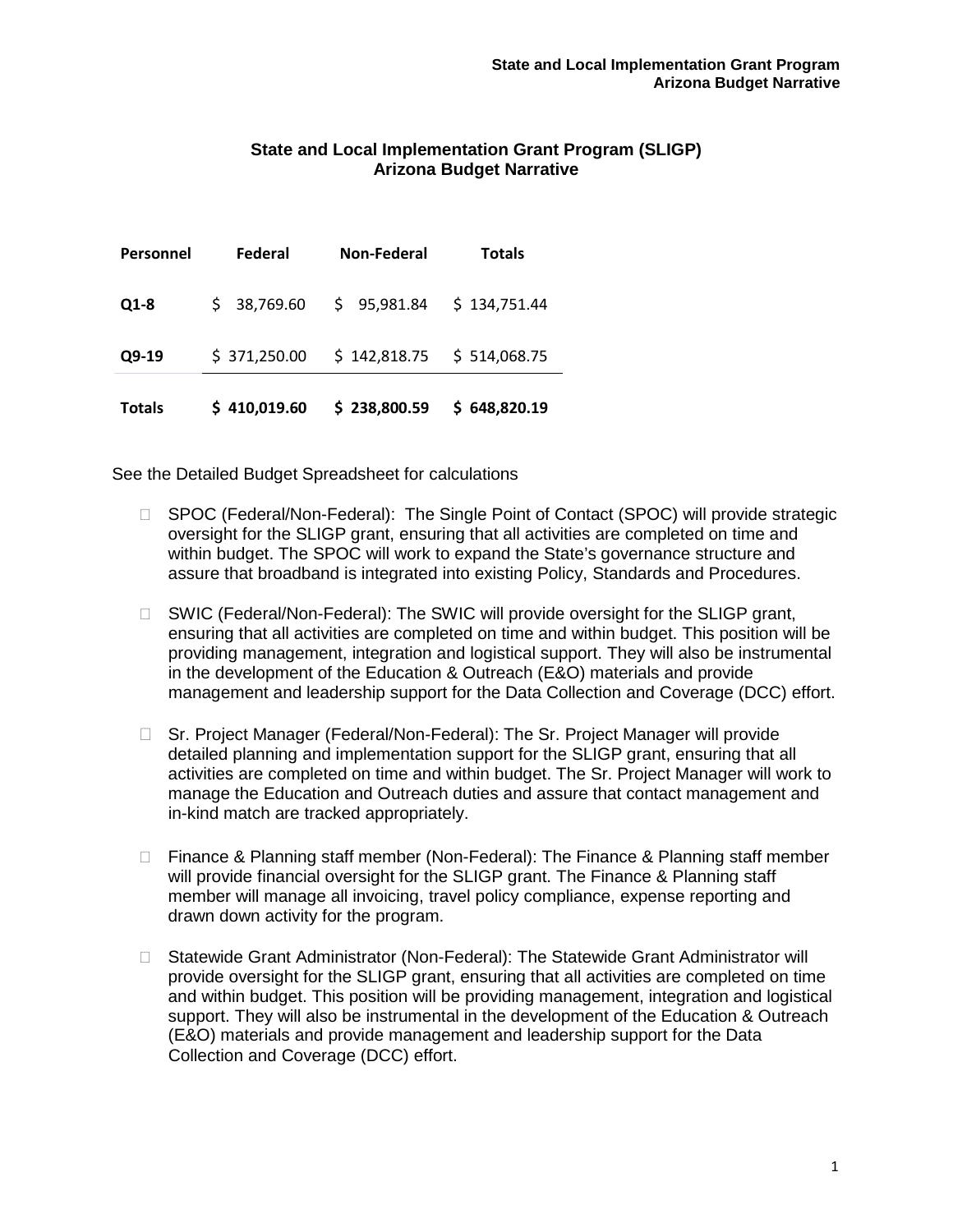## State and Local Implementation Grant Program (SLIGP)
## Arizona Budget Narrative

| Personnel | Federal | Non-Federal | Totals |
|---|---|---|---|
| Q1-8 | $ 38,769.60 | $ 95,981.84 | $ 134,751.44 |
| Q9-19 | $ 371,250.00 | $ 142,818.75 | $ 514,068.75 |
| **Totals** | **$ 410,019.60** | **$ 238,800.59** | **$ 648,820.19** |

See the Detailed Budget Spreadsheet for calculations

- SPOC (Federal/Non-Federal): The Single Point of Contact (SPOC) will provide strategic oversight for the SLIGP grant, ensuring that all activities are completed on time and within budget. The SPOC will work to expand the State's governance structure and assure that broadband is integrated into existing Policy, Standards and Procedures.

- SWIC (Federal/Non-Federal): The SWIC will provide oversight for the SLIGP grant, ensuring that all activities are completed on time and within budget. This position will be providing management, integration and logistical support. They will also be instrumental in the development of the Education & Outreach (E&O) materials and provide management and leadership support for the Data Collection and Coverage (DCC) effort.

- Sr. Project Manager (Federal/Non-Federal): The Sr. Project Manager will provide detailed planning and implementation support for the SLIGP grant, ensuring that all activities are completed on time and within budget. The Sr. Project Manager will work to manage the Education and Outreach duties and assure that contact management and in-kind match are tracked appropriately.

- Finance & Planning staff member (Non-Federal): The Finance & Planning staff member will provide financial oversight for the SLIGP grant. The Finance & Planning staff member will manage all invoicing, travel policy compliance, expense reporting and drawn down activity for the program.

- Statewide Grant Administrator (Non-Federal): The Statewide Grant Administrator will provide oversight for the SLIGP grant, ensuring that all activities are completed on time and within budget. This position will be providing management, integration and logistical support. They will also be instrumental in the development of the Education & Outreach (E&O) materials and provide management and leadership support for the Data Collection and Coverage (DCC) effort.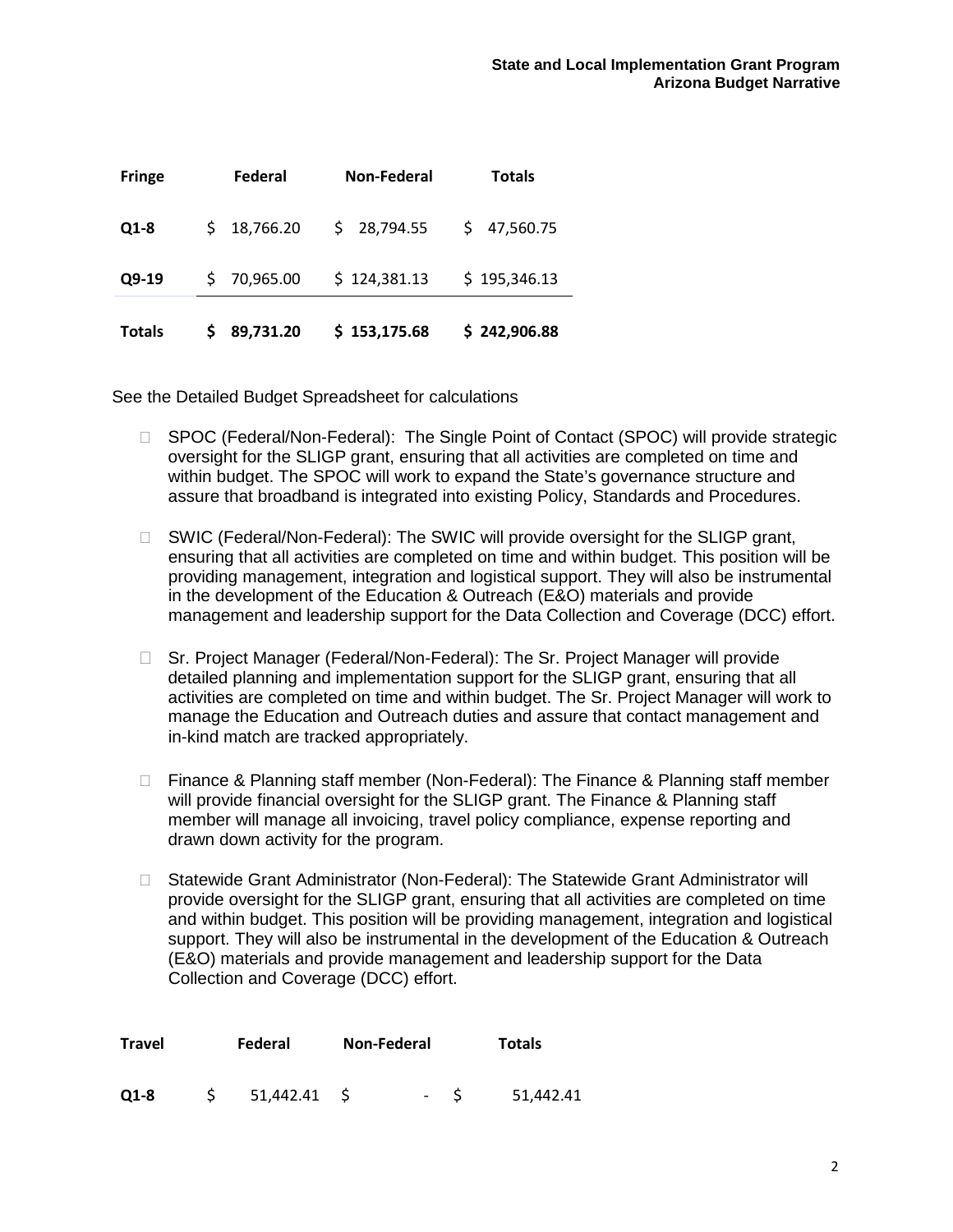| Fringe | Federal | Non-Federal | Totals |
|---|---|---|---|
| Q1-8 | $ 18,766.20 | $ 28,794.55 | $ 47,560.75 |
| Q9-19 | $ 70,965.00 | $ 124,381.13 | $ 195,346.13 |
| **Totals** | **$ 89,731.20** | **$ 153,175.68** | **$ 242,906.88** |

See the Detailed Budget Spreadsheet for calculations

- SPOC (Federal/Non-Federal): The Single Point of Contact (SPOC) will provide strategic oversight for the SLIGP grant, ensuring that all activities are completed on time and within budget. The SPOC will work to expand the State's governance structure and assure that broadband is integrated into existing Policy, Standards and Procedures.

- SWIC (Federal/Non-Federal): The SWIC will provide oversight for the SLIGP grant, ensuring that all activities are completed on time and within budget. This position will be providing management, integration and logistical support. They will also be instrumental in the development of the Education & Outreach (E&O) materials and provide management and leadership support for the Data Collection and Coverage (DCC) effort.

- Sr. Project Manager (Federal/Non-Federal): The Sr. Project Manager will provide detailed planning and implementation support for the SLIGP grant, ensuring that all activities are completed on time and within budget. The Sr. Project Manager will work to manage the Education and Outreach duties and assure that contact management and in-kind match are tracked appropriately.

- Finance & Planning staff member (Non-Federal): The Finance & Planning staff member will provide financial oversight for the SLIGP grant. The Finance & Planning staff member will manage all invoicing, travel policy compliance, expense reporting and drawn down activity for the program.

- Statewide Grant Administrator (Non-Federal): The Statewide Grant Administrator will provide oversight for the SLIGP grant, ensuring that all activities are completed on time and within budget. This position will be providing management, integration and logistical support. They will also be instrumental in the development of the Education & Outreach (E&O) materials and provide management and leadership support for the Data Collection and Coverage (DCC) effort.

| Travel | Federal | Non-Federal | Totals |
|---|---|---|---|
| Q1-8 | $ 51,442.41 | $ - | $ 51,442.41 |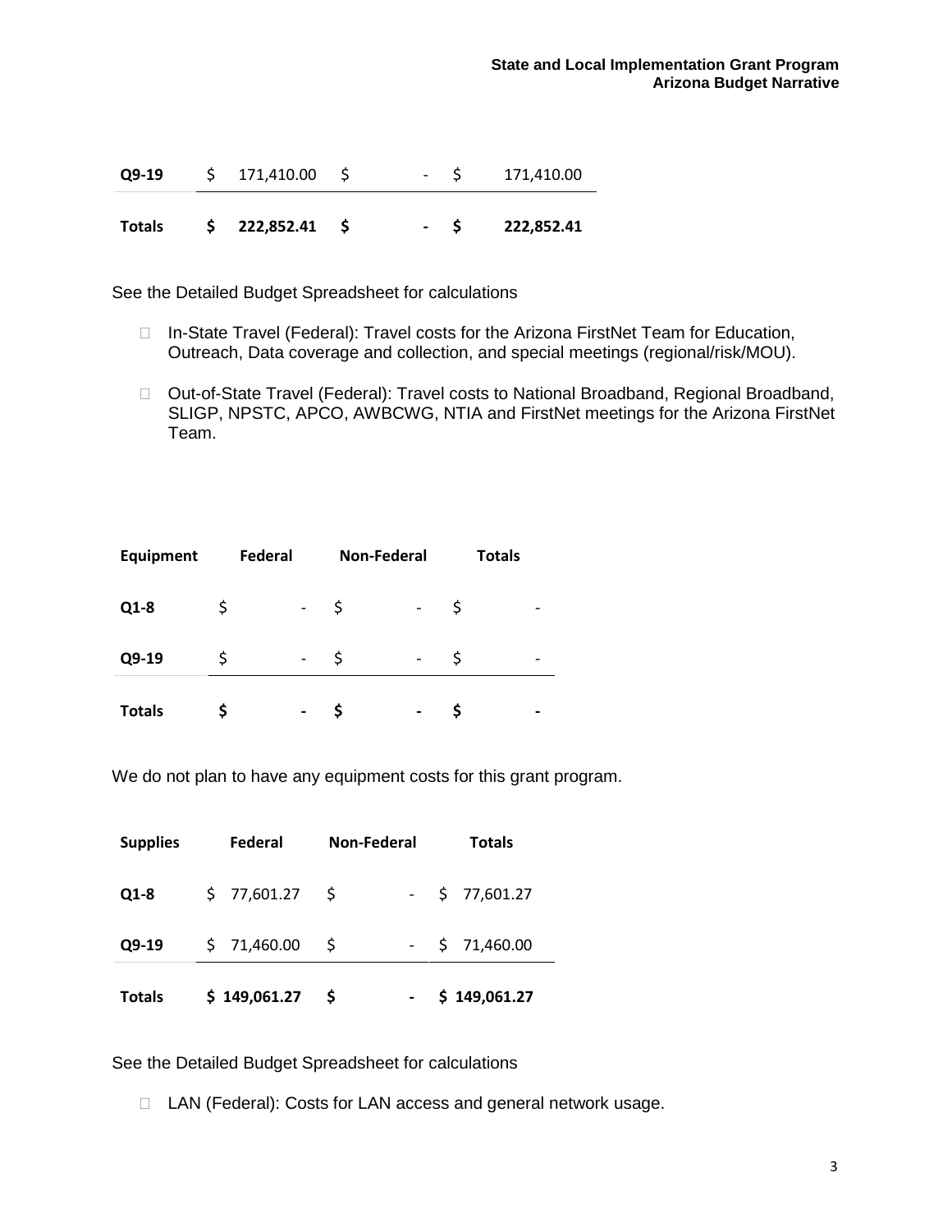| | Federal | Non-Federal | Totals |
|---|---|---|---|
| **Q9-19** | $ 171,410.00 | $ - | $ 171,410.00 |
| **Totals** | **$ 222,852.41** | **$ -** | **$ 222,852.41** |

See the Detailed Budget Spreadsheet for calculations

- In-State Travel (Federal): Travel costs for the Arizona FirstNet Team for Education, Outreach, Data coverage and collection, and special meetings (regional/risk/MOU).
- Out-of-State Travel (Federal): Travel costs to National Broadband, Regional Broadband, SLIGP, NPSTC, APCO, AWBCWG, NTIA and FirstNet meetings for the Arizona FirstNet Team.

| **Equipment** | **Federal** | **Non-Federal** | **Totals** |
|---|---|---|---|
| **Q1-8** | $ - | $ - | $ - |
| **Q9-19** | $ - | $ - | $ - |
| **Totals** | **$ -** | **$ -** | **$ -** |

We do not plan to have any equipment costs for this grant program.

| **Supplies** | **Federal** | **Non-Federal** | **Totals** |
|---|---|---|---|
| **Q1-8** | $ 77,601.27 | $ - | $ 77,601.27 |
| **Q9-19** | $ 71,460.00 | $ - | $ 71,460.00 |
| **Totals** | **$ 149,061.27** | **$ -** | **$ 149,061.27** |

See the Detailed Budget Spreadsheet for calculations

- LAN (Federal): Costs for LAN access and general network usage.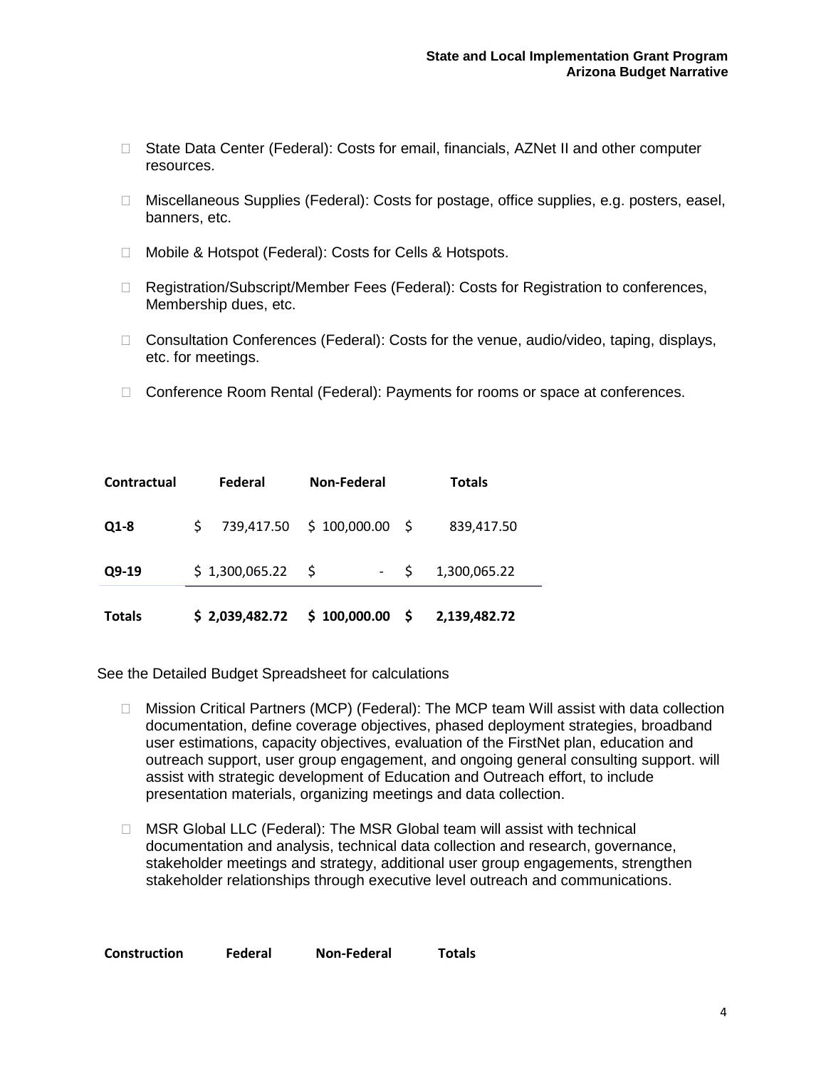- State Data Center (Federal): Costs for email, financials, AZNet II and other computer resources.

- Miscellaneous Supplies (Federal): Costs for postage, office supplies, e.g. posters, easel, banners, etc.

- Mobile & Hotspot (Federal): Costs for Cells & Hotspots.

- Registration/Subscript/Member Fees (Federal): Costs for Registration to conferences, Membership dues, etc.

- Consultation Conferences (Federal): Costs for the venue, audio/video, taping, displays, etc. for meetings.

- Conference Room Rental (Federal): Payments for rooms or space at conferences.

| Contractual | Federal | Non-Federal | Totals |
|---|---|---|---|
| Q1-8 | $ 739,417.50 | $ 100,000.00 | $ 839,417.50 |
| Q9-19 | $ 1,300,065.22 | $ - | $ 1,300,065.22 |
| **Totals** | **$ 2,039,482.72** | **$ 100,000.00** | **$ 2,139,482.72** |

See the Detailed Budget Spreadsheet for calculations

- Mission Critical Partners (MCP) (Federal): The MCP team Will assist with data collection documentation, define coverage objectives, phased deployment strategies, broadband user estimations, capacity objectives, evaluation of the FirstNet plan, education and outreach support, user group engagement, and ongoing general consulting support. will assist with strategic development of Education and Outreach effort, to include presentation materials, organizing meetings and data collection.

- MSR Global LLC (Federal): The MSR Global team will assist with technical documentation and analysis, technical data collection and research, governance, stakeholder meetings and strategy, additional user group engagements, strengthen stakeholder relationships through executive level outreach and communications.

| Construction | Federal | Non-Federal | Totals |
|---|---|---|---|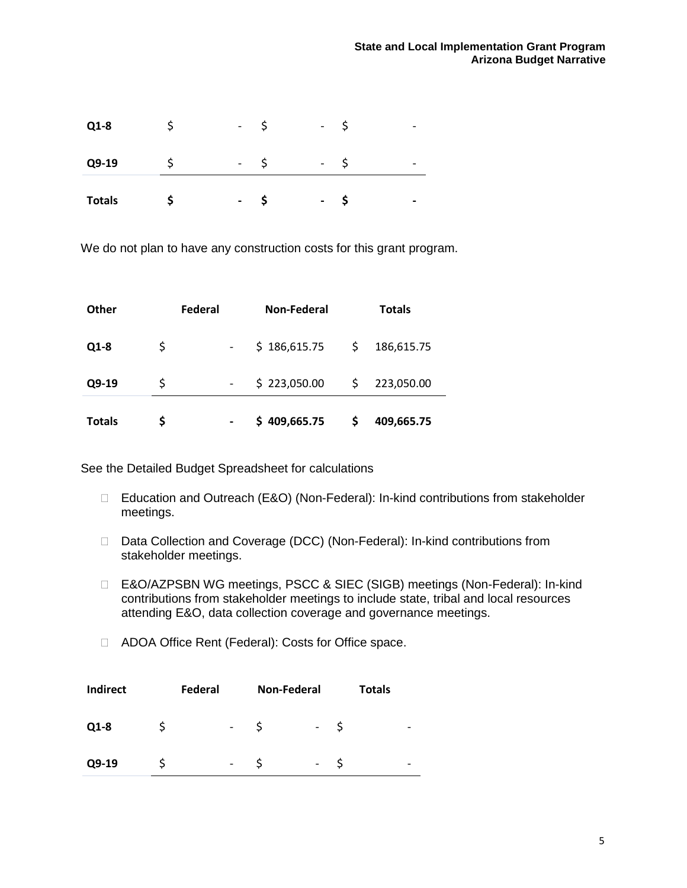| | | | |
|---|---|---|---|
| **Q1-8** | $ - | $ - | $ - |
| **Q9-19** | $ - | $ - | $ - |
| **Totals** | **$ -** | **$ -** | **$ -** |

We do not plan to have any construction costs for this grant program.

| Other | Federal | Non-Federal | Totals |
|---|---|---|---|
| **Q1-8** | $ - | $ 186,615.75 | $ 186,615.75 |
| **Q9-19** | $ - | $ 223,050.00 | $ 223,050.00 |
| **Totals** | **$ -** | **$ 409,665.75** | **$ 409,665.75** |

See the Detailed Budget Spreadsheet for calculations

- Education and Outreach (E&O) (Non-Federal): In-kind contributions from stakeholder meetings.
- Data Collection and Coverage (DCC) (Non-Federal): In-kind contributions from stakeholder meetings.
- E&O/AZPSBN WG meetings, PSCC & SIEC (SIGB) meetings (Non-Federal): In-kind contributions from stakeholder meetings to include state, tribal and local resources attending E&O, data collection coverage and governance meetings.
- ADOA Office Rent (Federal): Costs for Office space.

| Indirect | Federal | Non-Federal | Totals |
|---|---|---|---|
| **Q1-8** | $ - | $ - | $ - |
| **Q9-19** | $ - | $ - | $ - |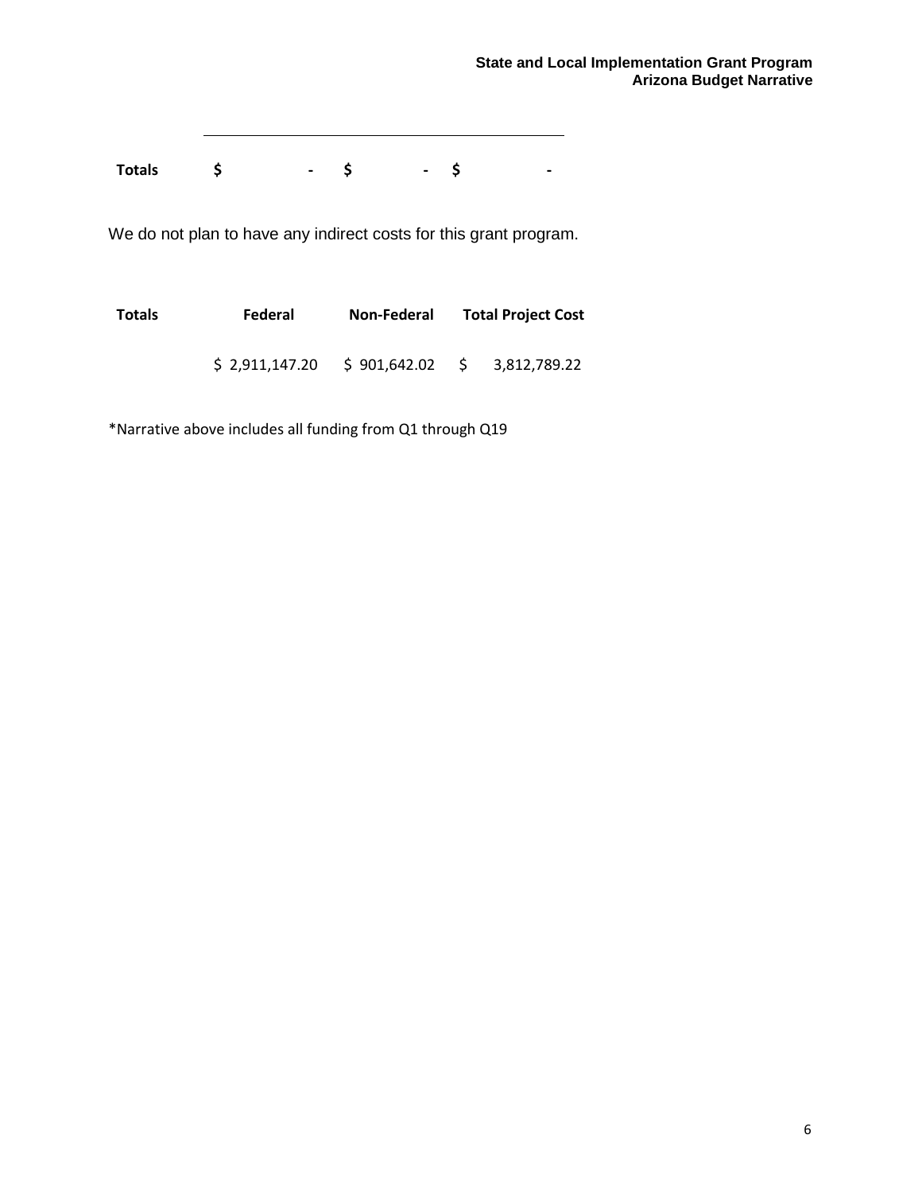| Totals | $ - | $ - | $ - |
|---|---|---|---|

We do not plan to have any indirect costs for this grant program.

| Totals | Federal | Non-Federal | Total Project Cost |
|---|---|---|---|
| | $ 2,911,147.20 | $ 901,642.02 | $ 3,812,789.22 |

*Narrative above includes all funding from Q1 through Q19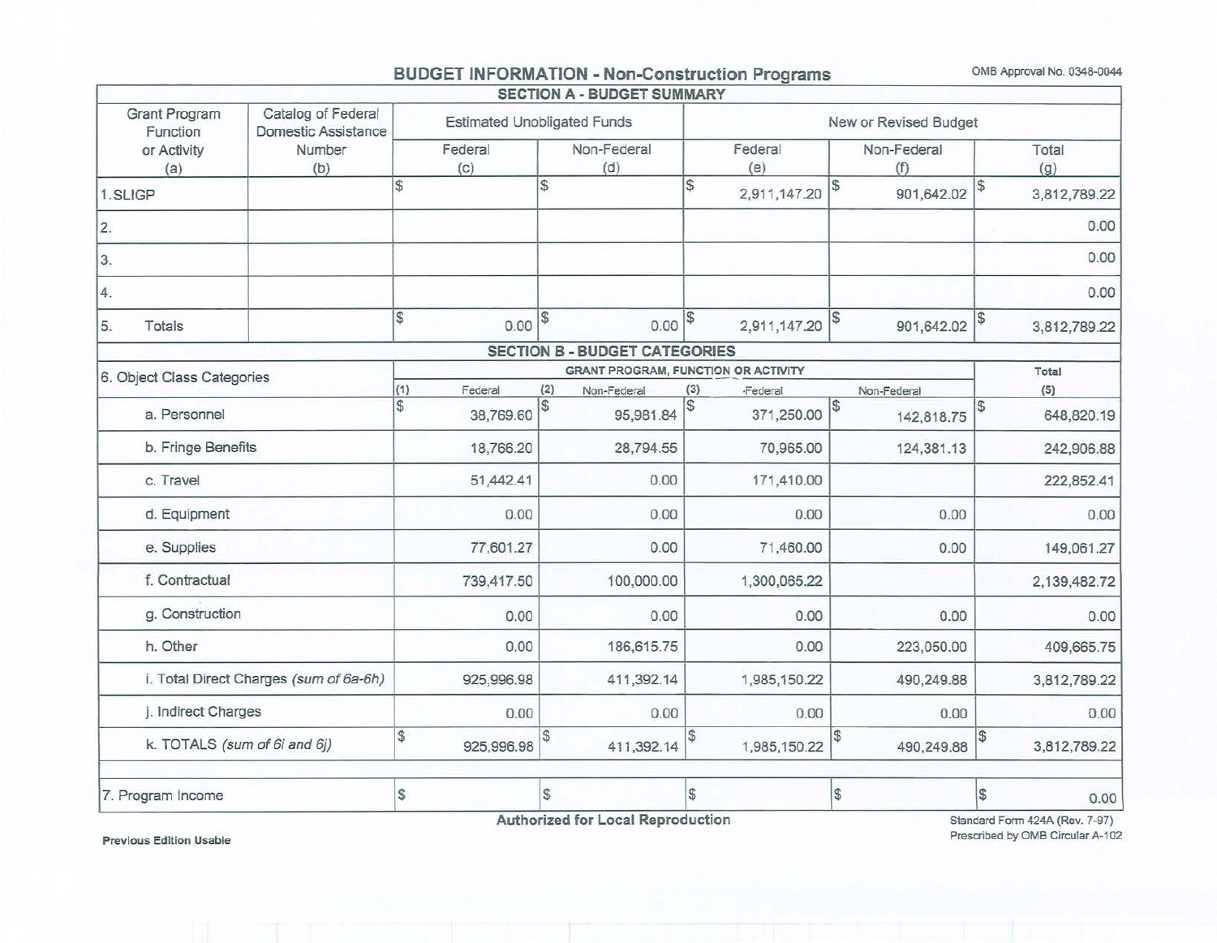# BUDGET INFORMATION - Non-Construction Programs

OMB Approval No. 0348-0044

## SECTION A - BUDGET SUMMARY

| Grant Program Function or Activity (a) | Catalog of Federal Domestic Assistance Number (b) | Estimated Unobligated Funds Federal (c) | Estimated Unobligated Funds Non-Federal (d) | New or Revised Budget Federal (e) | New or Revised Budget Non-Federal (f) | New or Revised Budget Total (g) |
|---|---|---|---|---|---|---|
| 1. SLIGP | | $ | $ | $ 2,911,147.20 | $ 901,642.02 | $ 3,812,789.22 |
| 2. | | | | | | 0.00 |
| 3. | | | | | | 0.00 |
| 4. | | | | | | 0.00 |
| 5. Totals | | $ 0.00 | $ 0.00 | $ 2,911,147.20 | $ 901,642.02 | $ 3,812,789.22 |

## SECTION B - BUDGET CATEGORIES

| 6. Object Class Categories | (1) Federal | (2) Non-Federal | (3) Federal | Non-Federal | Total (5) |
|---|---|---|---|---|---|
| a. Personnel | $ 38,769.60 | $ 95,981.84 | $ 371,250.00 | $ 142,818.75 | $ 648,820.19 |
| b. Fringe Benefits | 18,766.20 | 28,794.55 | 70,965.00 | 124,381.13 | 242,906.88 |
| c. Travel | 51,442.41 | 0.00 | 171,410.00 | | 222,852.41 |
| d. Equipment | 0.00 | 0.00 | 0.00 | 0.00 | 0.00 |
| e. Supplies | 77,601.27 | 0.00 | 71,460.00 | 0.00 | 149,061.27 |
| f. Contractual | 739,417.50 | 100,000.00 | 1,300,065.22 | | 2,139,482.72 |
| g. Construction | 0.00 | 0.00 | 0.00 | 0.00 | 0.00 |
| h. Other | 0.00 | 186,615.75 | 0.00 | 223,050.00 | 409,665.75 |
| i. Total Direct Charges *(sum of 6a-6h)* | 925,996.98 | 411,392.14 | 1,985,150.22 | 490,249.88 | 3,812,789.22 |
| j. Indirect Charges | 0.00 | 0.00 | 0.00 | 0.00 | 0.00 |
| k. TOTALS *(sum of 6i and 6j)* | $ 925,996.98 | $ 411,392.14 | $ 1,985,150.22 | $ 490,249.88 | $ 3,812,789.22 |
| 7. Program Income | $ | $ | $ | $ | $ 0.00 |

**Authorized for Local Reproduction**

**Previous Edition Usable**

Standard Form 424A (Rev. 7-97)
Prescribed by OMB Circular A-102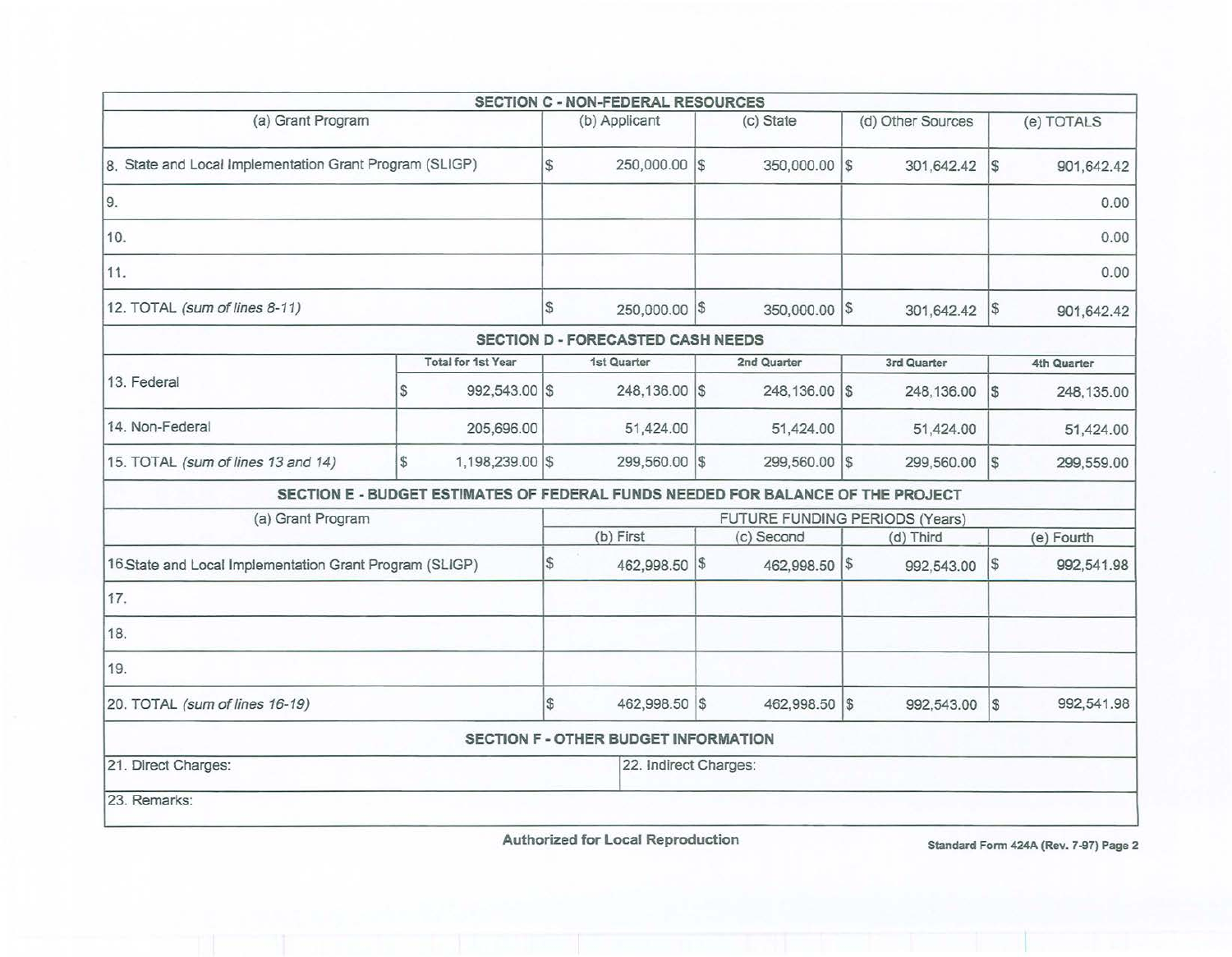| SECTION C - NON-FEDERAL RESOURCES | | | | |
|---|---|---|---|---|
| (a) Grant Program | (b) Applicant | (c) State | (d) Other Sources | (e) TOTALS |
| 8. State and Local Implementation Grant Program (SLIGP) | $ 250,000.00 | $ 350,000.00 | $ 301,642.42 | $ 901,642.42 |
| 9. | | | | 0.00 |
| 10. | | | | 0.00 |
| 11. | | | | 0.00 |
| 12. TOTAL *(sum of lines 8-11)* | $ 250,000.00 | $ 350,000.00 | $ 301,642.42 | $ 901,642.42 |

| SECTION D - FORECASTED CASH NEEDS | | | | | |
|---|---|---|---|---|---|
| | Total for 1st Year | 1st Quarter | 2nd Quarter | 3rd Quarter | 4th Quarter |
| 13. Federal | $ 992,543.00 | $ 248,136.00 | $ 248,136.00 | $ 248,136.00 | $ 248,135.00 |
| 14. Non-Federal | 205,696.00 | 51,424.00 | 51,424.00 | 51,424.00 | 51,424.00 |
| 15. TOTAL *(sum of lines 13 and 14)* | $ 1,198,239.00 | $ 299,560.00 | $ 299,560.00 | $ 299,560.00 | $ 299,559.00 |

| SECTION E - BUDGET ESTIMATES OF FEDERAL FUNDS NEEDED FOR BALANCE OF THE PROJECT | | | | |
|---|---|---|---|---|
| (a) Grant Program | FUTURE FUNDING PERIODS (Years) | | | |
| | (b) First | (c) Second | (d) Third | (e) Fourth |
| 16. State and Local Implementation Grant Program (SLIGP) | $ 462,998.50 | $ 462,998.50 | $ 992,543.00 | $ 992,541.98 |
| 17. | | | | |
| 18. | | | | |
| 19. | | | | |
| 20. TOTAL *(sum of lines 16-19)* | $ 462,998.50 | $ 462,998.50 | $ 992,543.00 | $ 992,541.98 |

| SECTION F - OTHER BUDGET INFORMATION | |
|---|---|
| 21. Direct Charges: | 22. Indirect Charges: |
| 23. Remarks: | |

**Authorized for Local Reproduction**

**Standard Form 424A (Rev. 7-97) Page 2**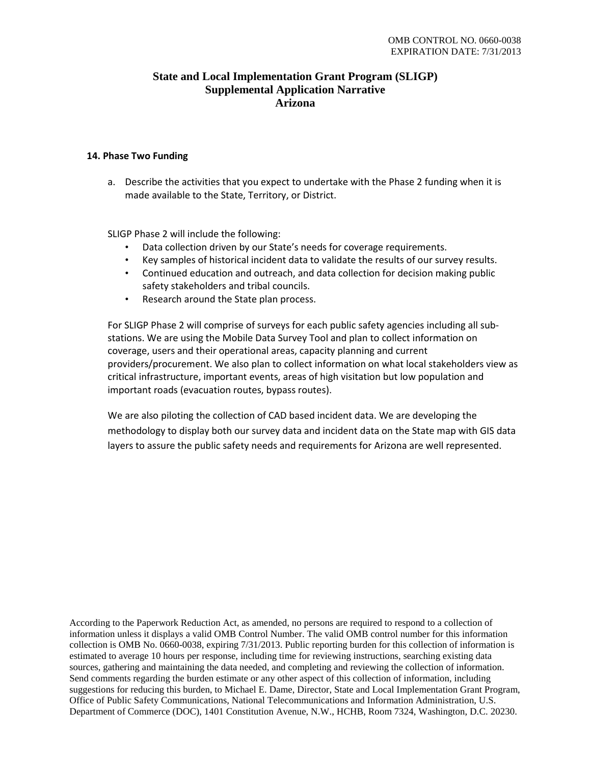OMB CONTROL NO. 0660-0038
EXPIRATION DATE: 7/31/2013

# State and Local Implementation Grant Program (SLIGP) Supplemental Application Narrative Arizona

### 14. Phase Two Funding

a. Describe the activities that you expect to undertake with the Phase 2 funding when it is made available to the State, Territory, or District.

SLIGP Phase 2 will include the following:

- Data collection driven by our State's needs for coverage requirements.
- Key samples of historical incident data to validate the results of our survey results.
- Continued education and outreach, and data collection for decision making public safety stakeholders and tribal councils.
- Research around the State plan process.

For SLIGP Phase 2 will comprise of surveys for each public safety agencies including all sub-stations. We are using the Mobile Data Survey Tool and plan to collect information on coverage, users and their operational areas, capacity planning and current providers/procurement. We also plan to collect information on what local stakeholders view as critical infrastructure, important events, areas of high visitation but low population and important roads (evacuation routes, bypass routes).

We are also piloting the collection of CAD based incident data. We are developing the methodology to display both our survey data and incident data on the State map with GIS data layers to assure the public safety needs and requirements for Arizona are well represented.

According to the Paperwork Reduction Act, as amended, no persons are required to respond to a collection of information unless it displays a valid OMB Control Number. The valid OMB control number for this information collection is OMB No. 0660-0038, expiring 7/31/2013. Public reporting burden for this collection of information is estimated to average 10 hours per response, including time for reviewing instructions, searching existing data sources, gathering and maintaining the data needed, and completing and reviewing the collection of information. Send comments regarding the burden estimate or any other aspect of this collection of information, including suggestions for reducing this burden, to Michael E. Dame, Director, State and Local Implementation Grant Program, Office of Public Safety Communications, National Telecommunications and Information Administration, U.S. Department of Commerce (DOC), 1401 Constitution Avenue, N.W., HCHB, Room 7324, Washington, D.C. 20230.